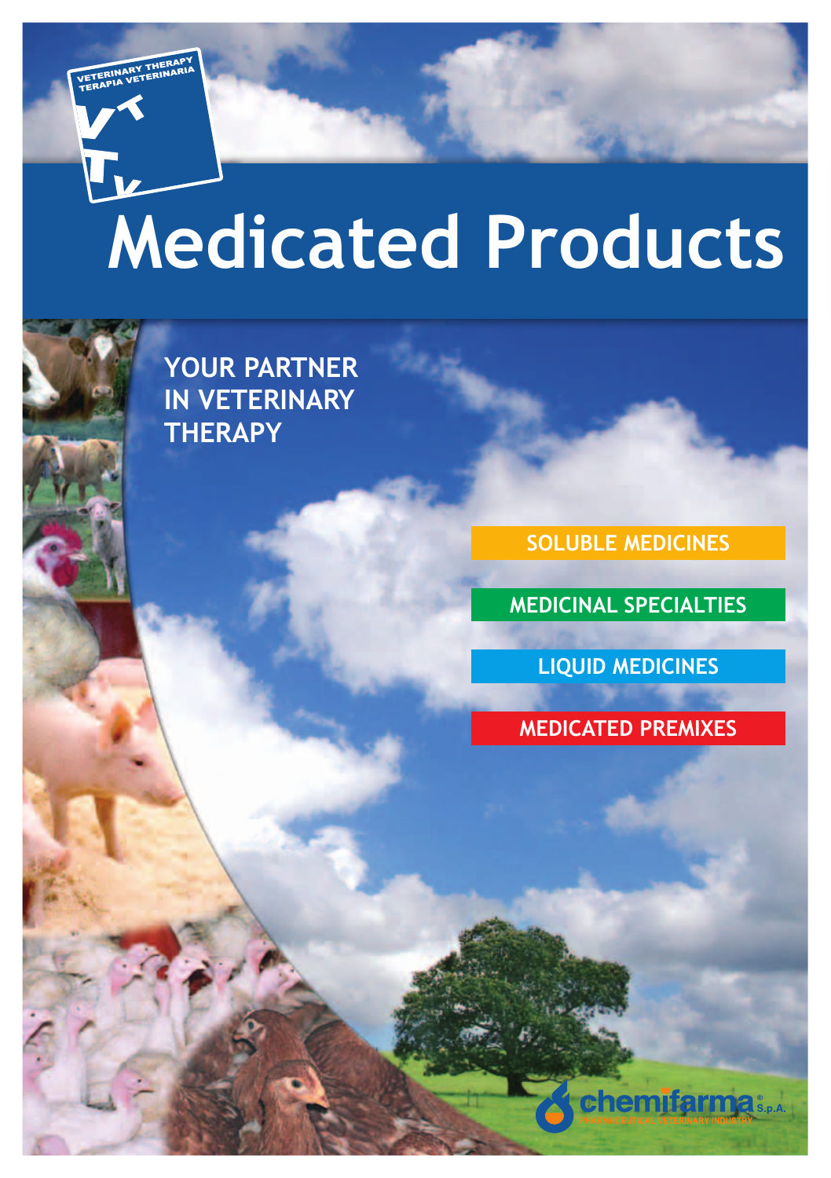VETERINARY THERAPY
TERAPIA VETERINARIA

VTV

# Medicated Products

## YOUR PARTNER IN VETERINARY THERAPY

SOLUBLE MEDICINES

MEDICINAL SPECIALTIES

LIQUID MEDICINES

MEDICATED PREMIXES

chemifarma® S.p.A.
PHARMACEUTICAL VETERINARY INDUSTRY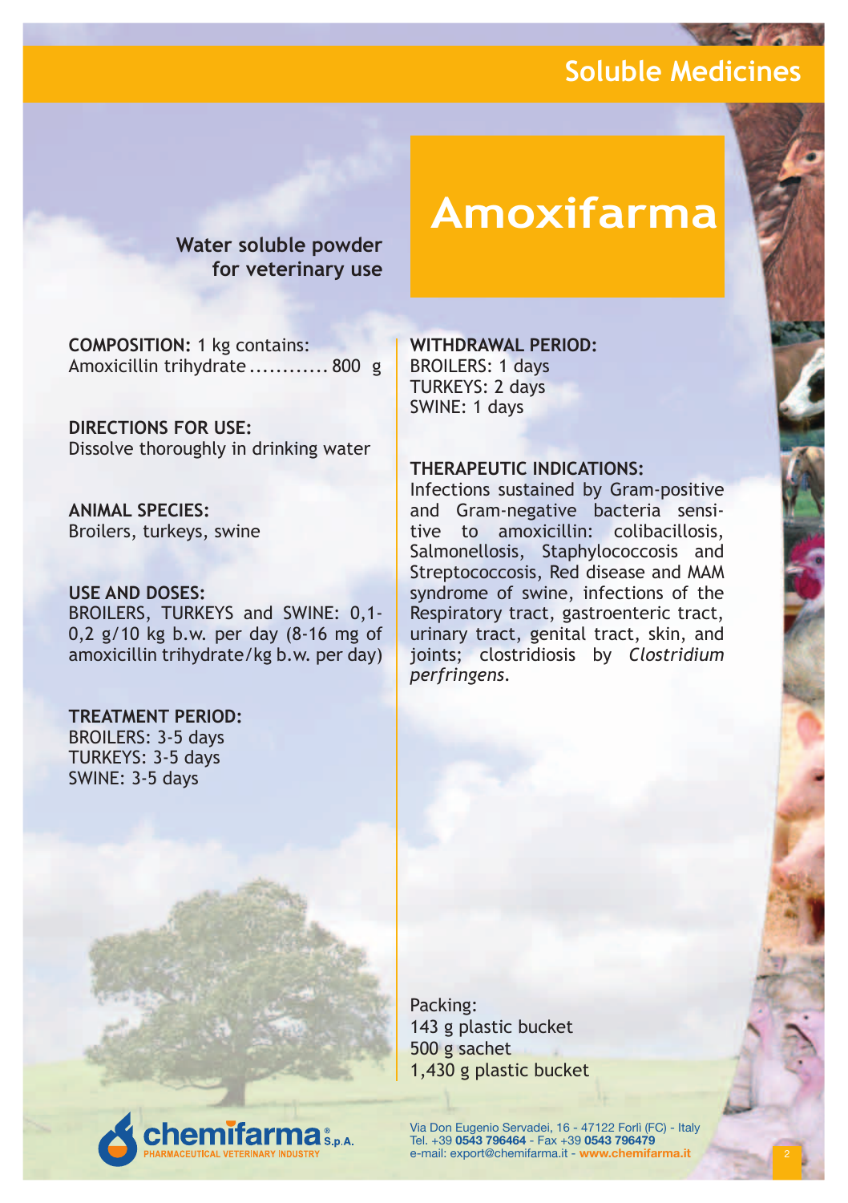## Soluble Medicines

# Amoxifarma

**Water soluble powder for veterinary use**

**COMPOSITION:** 1 kg contains:
Amoxicillin trihydrate ............ 800 g

**DIRECTIONS FOR USE:**
Dissolve thoroughly in drinking water

**ANIMAL SPECIES:**
Broilers, turkeys, swine

**USE AND DOSES:**
BROILERS, TURKEYS and SWINE: 0,1-0,2 g/10 kg b.w. per day (8-16 mg of amoxicillin trihydrate/kg b.w. per day)

**TREATMENT PERIOD:**
BROILERS: 3-5 days
TURKEYS: 3-5 days
SWINE: 3-5 days

**WITHDRAWAL PERIOD:**
BROILERS: 1 days
TURKEYS: 2 days
SWINE: 1 days

**THERAPEUTIC INDICATIONS:**
Infections sustained by Gram-positive and Gram-negative bacteria sensitive to amoxicillin: colibacillosis, Salmonellosis, Staphylococcosis and Streptococcosis, Red disease and MAM syndrome of swine, infections of the Respiratory tract, gastroenteric tract, urinary tract, genital tract, skin, and joints; clostridiosis by *Clostridium perfringens*.

Packing:
143 g plastic bucket
500 g sachet
1,430 g plastic bucket

chemifarma® S.p.A.
PHARMACEUTICAL VETERINARY INDUSTRY

Via Don Eugenio Servadei, 16 - 47122 Forlì (FC) - Italy
Tel. +39 **0543 796464** - Fax +39 **0543 796479**
e-mail: export@chemifarma.it - **www.chemifarma.it**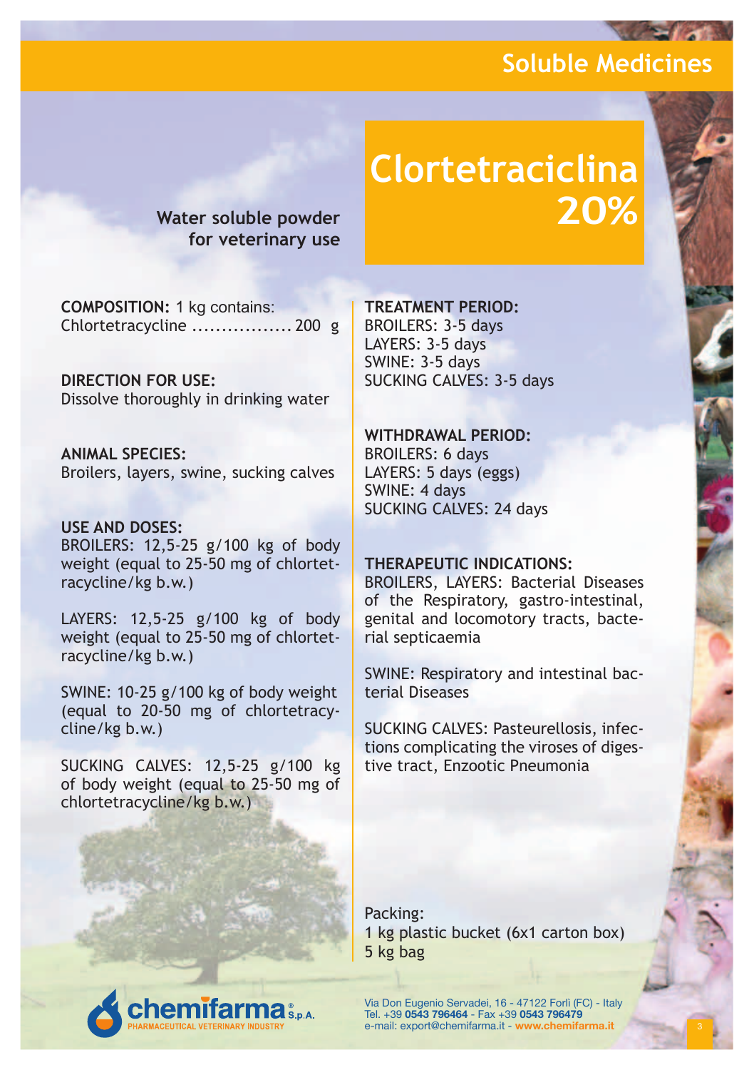Soluble Medicines

# Clortetraciclina 20%

**Water soluble powder for veterinary use**

**COMPOSITION:** 1 kg contains:
Chlortetracycline ................. 200 g

**DIRECTION FOR USE:**
Dissolve thoroughly in drinking water

**ANIMAL SPECIES:**
Broilers, layers, swine, sucking calves

**USE AND DOSES:**
BROILERS: 12,5-25 g/100 kg of body weight (equal to 25-50 mg of chlortetracycline/kg b.w.)

LAYERS: 12,5-25 g/100 kg of body weight (equal to 25-50 mg of chlortetracycline/kg b.w.)

SWINE: 10-25 g/100 kg of body weight (equal to 20-50 mg of chlortetracycline/kg b.w.)

SUCKING CALVES: 12,5-25 g/100 kg of body weight (equal to 25-50 mg of chlortetracycline/kg b.w.)

**TREATMENT PERIOD:**
BROILERS: 3-5 days
LAYERS: 3-5 days
SWINE: 3-5 days
SUCKING CALVES: 3-5 days

**WITHDRAWAL PERIOD:**
BROILERS: 6 days
LAYERS: 5 days (eggs)
SWINE: 4 days
SUCKING CALVES: 24 days

**THERAPEUTIC INDICATIONS:**
BROILERS, LAYERS: Bacterial Diseases of the Respiratory, gastro-intestinal, genital and locomotory tracts, bacterial septicaemia

SWINE: Respiratory and intestinal bacterial Diseases

SUCKING CALVES: Pasteurellosis, infections complicating the viroses of digestive tract, Enzootic Pneumonia

Packing:
1 kg plastic bucket (6x1 carton box)
5 kg bag

chemifarma® S.p.A.
PHARMACEUTICAL VETERINARY INDUSTRY

Via Don Eugenio Servadei, 16 - 47122 Forlì (FC) - Italy
Tel. +39 **0543 796464** - Fax +39 **0543 796479**
e-mail: export@chemifarma.it - **www.chemifarma.it**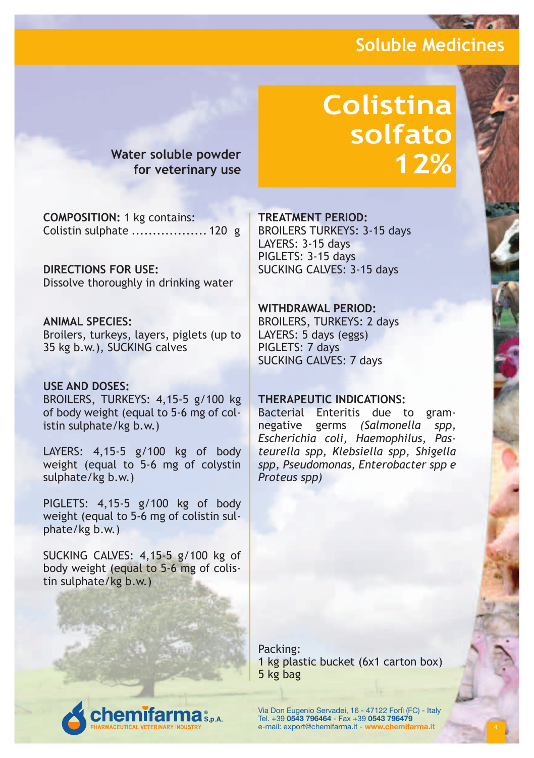Soluble Medicines

# Colistina solfato 12%

**Water soluble powder for veterinary use**

**COMPOSITION:** 1 kg contains:
Colistin sulphate .................. 120 g

**DIRECTIONS FOR USE:**
Dissolve thoroughly in drinking water

**ANIMAL SPECIES:**
Broilers, turkeys, layers, piglets (up to 35 kg b.w.), SUCKING calves

**USE AND DOSES:**
BROILERS, TURKEYS: 4,15-5 g/100 kg of body weight (equal to 5-6 mg of colistin sulphate/kg b.w.)

LAYERS: 4,15-5 g/100 kg of body weight (equal to 5-6 mg of colystin sulphate/kg b.w.)

PIGLETS: 4,15-5 g/100 kg of body weight (equal to 5-6 mg of colistin sulphate/kg b.w.)

SUCKING CALVES: 4,15-5 g/100 kg of body weight (equal to 5-6 mg of colistin sulphate/kg b.w.)

**TREATMENT PERIOD:**
BROILERS TURKEYS: 3-15 days
LAYERS: 3-15 days
PIGLETS: 3-15 days
SUCKING CALVES: 3-15 days

**WITHDRAWAL PERIOD:**
BROILERS, TURKEYS: 2 days
LAYERS: 5 days (eggs)
PIGLETS: 7 days
SUCKING CALVES: 7 days

**THERAPEUTIC INDICATIONS:**
Bacterial Enteritis due to gram-negative germs *(Salmonella spp, Escherichia coli, Haemophilus, Pasteurella spp, Klebsiella spp, Shigella spp, Pseudomonas, Enterobacter spp e Proteus spp)*

Packing:
1 kg plastic bucket (6x1 carton box)
5 kg bag

chemifarma® S.p.A.
PHARMACEUTICAL VETERINARY INDUSTRY

Via Don Eugenio Servadei, 16 - 47122 Forlì (FC) - Italy
Tel. +39 **0543 796464** - Fax +39 **0543 796479**
e-mail: export@chemifarma.it - **www.chemifarma.it**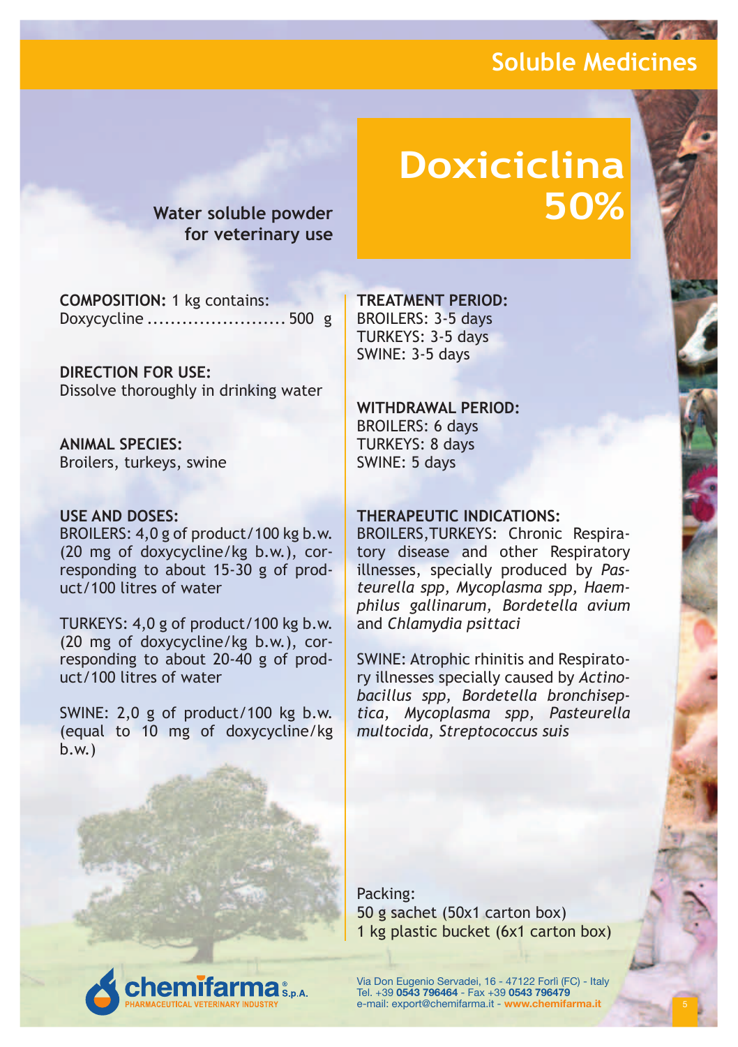## Soluble Medicines

# Doxiciclina 50%

**Water soluble powder for veterinary use**

**COMPOSITION:** 1 kg contains:
Doxycycline ........................ 500 g

**DIRECTION FOR USE:**
Dissolve thoroughly in drinking water

**ANIMAL SPECIES:**
Broilers, turkeys, swine

**USE AND DOSES:**
BROILERS: 4,0 g of product/100 kg b.w. (20 mg of doxycycline/kg b.w.), corresponding to about 15-30 g of product/100 litres of water

TURKEYS: 4,0 g of product/100 kg b.w. (20 mg of doxycycline/kg b.w.), corresponding to about 20-40 g of product/100 litres of water

SWINE: 2,0 g of product/100 kg b.w. (equal to 10 mg of doxycycline/kg b.w.)

**TREATMENT PERIOD:**
BROILERS: 3-5 days
TURKEYS: 3-5 days
SWINE: 3-5 days

**WITHDRAWAL PERIOD:**
BROILERS: 6 days
TURKEYS: 8 days
SWINE: 5 days

**THERAPEUTIC INDICATIONS:**
BROILERS,TURKEYS: Chronic Respiratory disease and other Respiratory illnesses, specially produced by *Pasteurella spp, Mycoplasma spp, Haemphilus gallinarum, Bordetella avium* and *Chlamydia psittaci*

SWINE: Atrophic rhinitis and Respiratory illnesses specially caused by *Actinobacillus spp, Bordetella bronchiseptica, Mycoplasma spp, Pasteurella multocida, Streptococcus suis*

Packing:
50 g sachet (50x1 carton box)
1 kg plastic bucket (6x1 carton box)

chemifarma® S.p.A.
PHARMACEUTICAL VETERINARY INDUSTRY

Via Don Eugenio Servadei, 16 - 47122 Forlì (FC) - Italy
Tel. +39 **0543 796464** - Fax +39 **0543 796479**
e-mail: export@chemifarma.it - **www.chemifarma.it**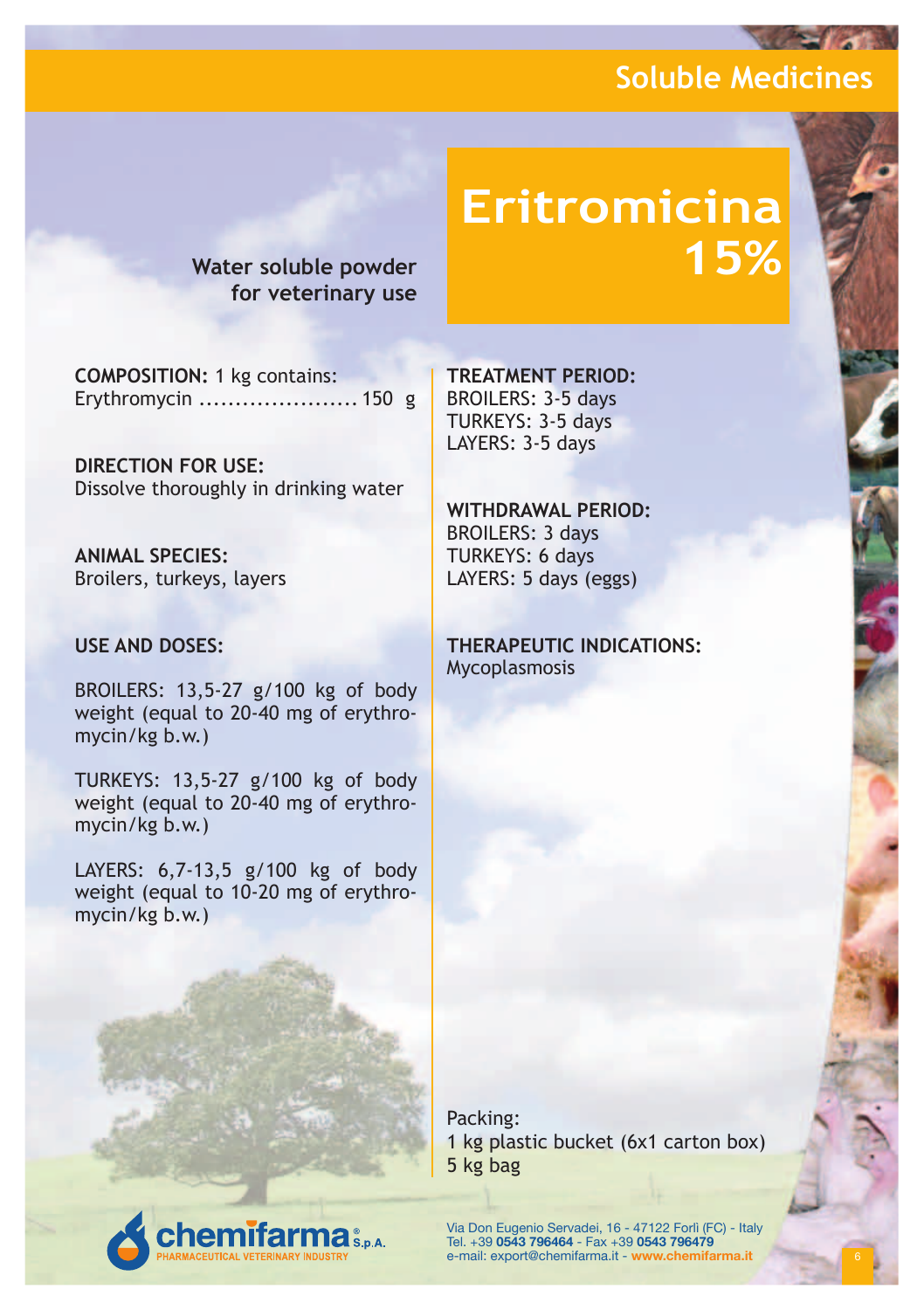# Eritromicina 15%

**Water soluble powder for veterinary use**

**COMPOSITION:** 1 kg contains:
Erythromycin ...................... 150 g

**DIRECTION FOR USE:**
Dissolve thoroughly in drinking water

**ANIMAL SPECIES:**
Broilers, turkeys, layers

**USE AND DOSES:**

BROILERS: 13,5-27 g/100 kg of body weight (equal to 20-40 mg of erythromycin/kg b.w.)

TURKEYS: 13,5-27 g/100 kg of body weight (equal to 20-40 mg of erythromycin/kg b.w.)

LAYERS: 6,7-13,5 g/100 kg of body weight (equal to 10-20 mg of erythromycin/kg b.w.)

**TREATMENT PERIOD:**
BROILERS: 3-5 days
TURKEYS: 3-5 days
LAYERS: 3-5 days

**WITHDRAWAL PERIOD:**
BROILERS: 3 days
TURKEYS: 6 days
LAYERS: 5 days (eggs)

**THERAPEUTIC INDICATIONS:**
Mycoplasmosis

Packing:
1 kg plastic bucket (6x1 carton box)
5 kg bag

chemifarma® S.p.A.
PHARMACEUTICAL VETERINARY INDUSTRY

Via Don Eugenio Servadei, 16 - 47122 Forlì (FC) - Italy
Tel. +39 **0543 796464** - Fax +39 **0543 796479**
e-mail: export@chemifarma.it - **www.chemifarma.it**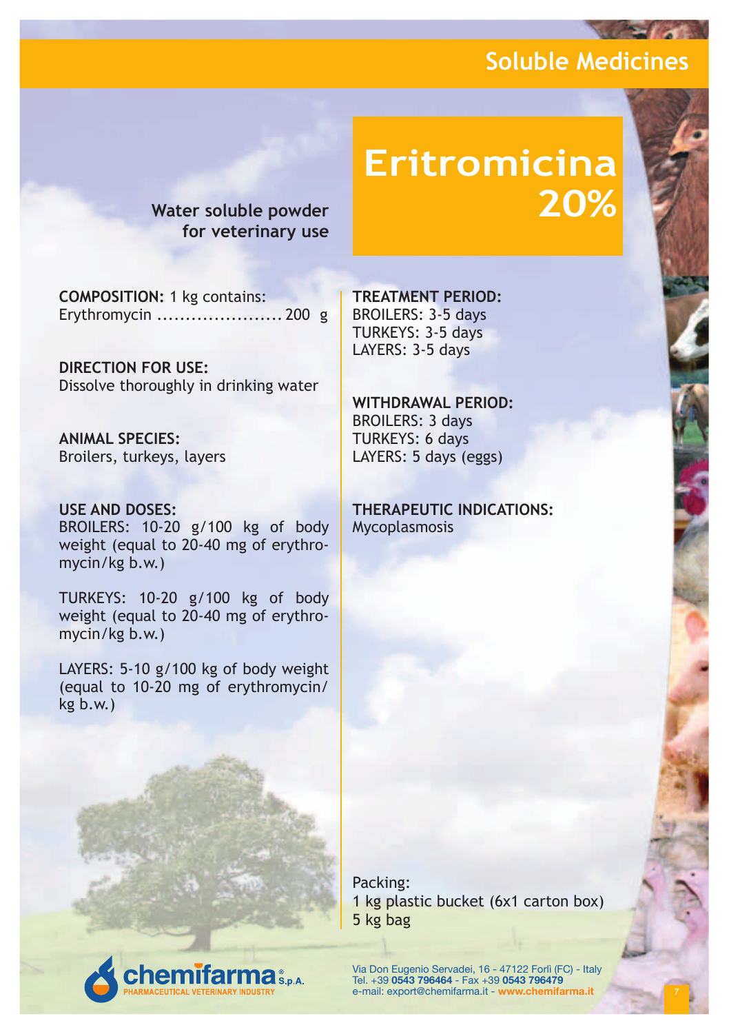# Eritromicina 20%

**Water soluble powder for veterinary use**

**COMPOSITION:** 1 kg contains:
Erythromycin ...................... 200 g

**DIRECTION FOR USE:**
Dissolve thoroughly in drinking water

**ANIMAL SPECIES:**
Broilers, turkeys, layers

**USE AND DOSES:**
BROILERS: 10-20 g/100 kg of body weight (equal to 20-40 mg of erythromycin/kg b.w.)

TURKEYS: 10-20 g/100 kg of body weight (equal to 20-40 mg of erythromycin/kg b.w.)

LAYERS: 5-10 g/100 kg of body weight (equal to 10-20 mg of erythromycin/kg b.w.)

**TREATMENT PERIOD:**
BROILERS: 3-5 days
TURKEYS: 3-5 days
LAYERS: 3-5 days

**WITHDRAWAL PERIOD:**
BROILERS: 3 days
TURKEYS: 6 days
LAYERS: 5 days (eggs)

**THERAPEUTIC INDICATIONS:**
Mycoplasmosis

Packing:
1 kg plastic bucket (6x1 carton box)
5 kg bag

chemifarma® S.p.A.
PHARMACEUTICAL VETERINARY INDUSTRY

Via Don Eugenio Servadei, 16 - 47122 Forlì (FC) - Italy
Tel. +39 **0543 796464** - Fax +39 **0543 796479**
e-mail: export@chemifarma.it - **www.chemifarma.it**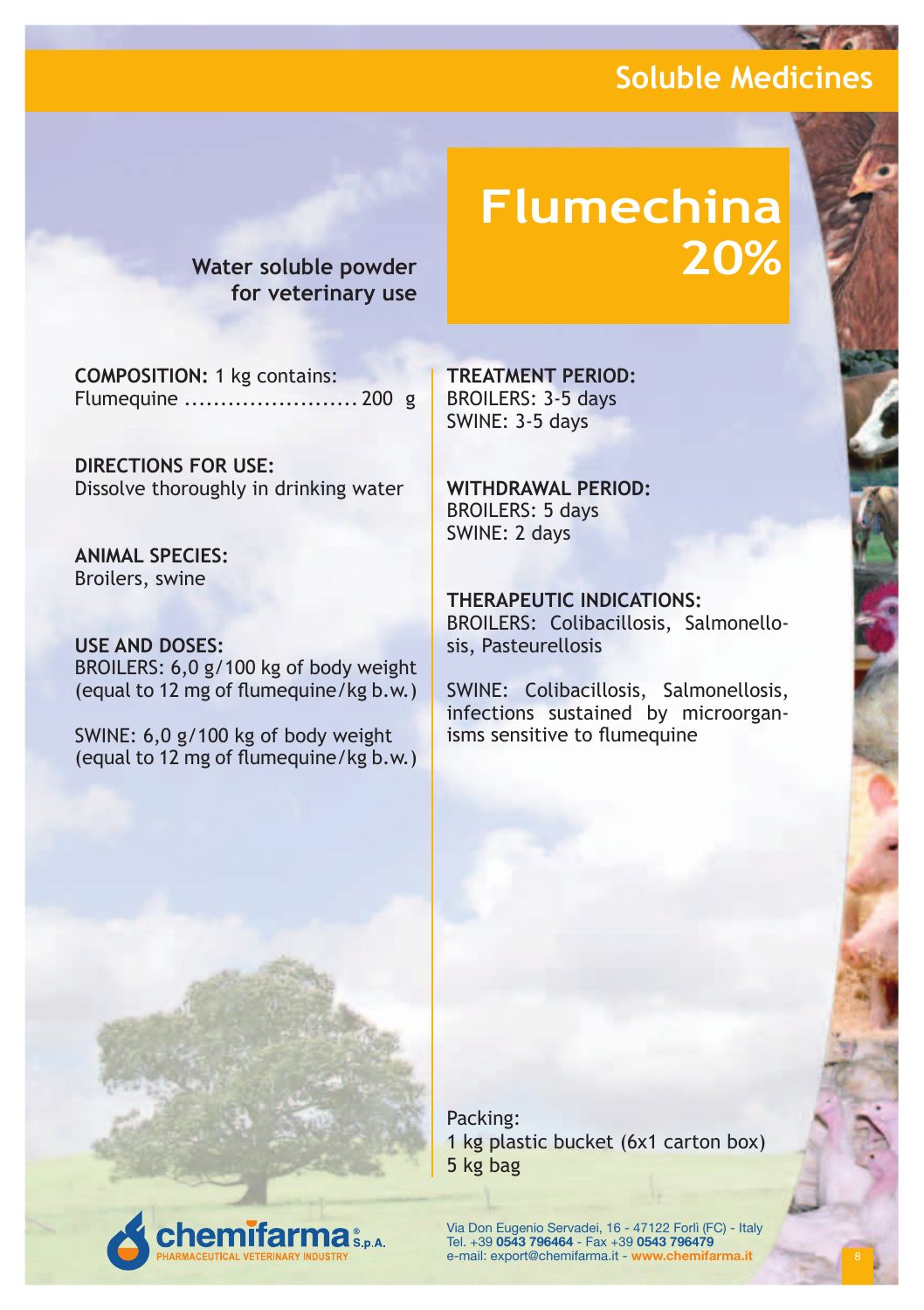## Soluble Medicines

# Flumechina 20%

**Water soluble powder for veterinary use**

**COMPOSITION:** 1 kg contains:
Flumequine ........................ 200 g

**DIRECTIONS FOR USE:**
Dissolve thoroughly in drinking water

**ANIMAL SPECIES:**
Broilers, swine

**USE AND DOSES:**
BROILERS: 6,0 g/100 kg of body weight (equal to 12 mg of flumequine/kg b.w.)

SWINE: 6,0 g/100 kg of body weight (equal to 12 mg of flumequine/kg b.w.)

**TREATMENT PERIOD:**
BROILERS: 3-5 days
SWINE: 3-5 days

**WITHDRAWAL PERIOD:**
BROILERS: 5 days
SWINE: 2 days

**THERAPEUTIC INDICATIONS:**
BROILERS: Colibacillosis, Salmonellosis, Pasteurellosis

SWINE: Colibacillosis, Salmonellosis, infections sustained by microorganisms sensitive to flumequine

Packing:
1 kg plastic bucket (6x1 carton box)
5 kg bag

chemifarma® S.p.A.
PHARMACEUTICAL VETERINARY INDUSTRY

Via Don Eugenio Servadei, 16 - 47122 Forlì (FC) - Italy
Tel. +39 **0543 796464** - Fax +39 **0543 796479**
e-mail: export@chemifarma.it - **www.chemifarma.it**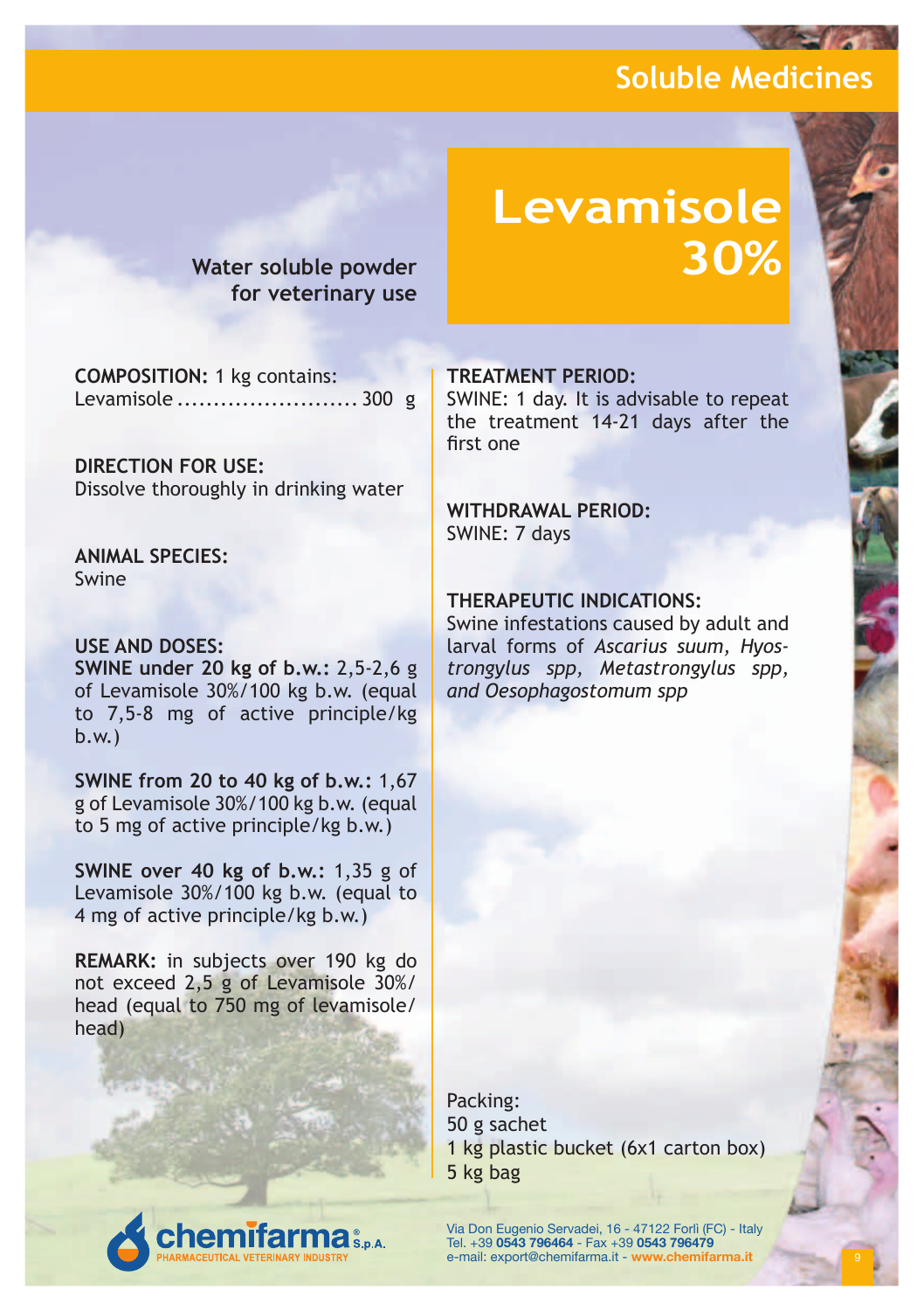## Soluble Medicines

# Levamisole 30%

**Water soluble powder for veterinary use**

**COMPOSITION:** 1 kg contains:
Levamisole ......................... 300 g

**DIRECTION FOR USE:**
Dissolve thoroughly in drinking water

**ANIMAL SPECIES:**
Swine

**USE AND DOSES:**
**SWINE under 20 kg of b.w.:** 2,5-2,6 g of Levamisole 30%/100 kg b.w. (equal to 7,5-8 mg of active principle/kg b.w.)

**SWINE from 20 to 40 kg of b.w.:** 1,67 g of Levamisole 30%/100 kg b.w. (equal to 5 mg of active principle/kg b.w.)

**SWINE over 40 kg of b.w.:** 1,35 g of Levamisole 30%/100 kg b.w. (equal to 4 mg of active principle/kg b.w.)

**REMARK:** in subjects over 190 kg do not exceed 2,5 g of Levamisole 30%/head (equal to 750 mg of levamisole/head)

**TREATMENT PERIOD:**
SWINE: 1 day. It is advisable to repeat the treatment 14-21 days after the first one

**WITHDRAWAL PERIOD:**
SWINE: 7 days

**THERAPEUTIC INDICATIONS:**
Swine infestations caused by adult and larval forms of *Ascarius suum, Hyostrongylus spp, Metastrongylus spp, and Oesophagostomum spp*

Packing:
50 g sachet
1 kg plastic bucket (6x1 carton box)
5 kg bag

chemifarma® S.p.A.
PHARMACEUTICAL VETERINARY INDUSTRY

Via Don Eugenio Servadei, 16 - 47122 Forlì (FC) - Italy
Tel. +39 **0543 796464** - Fax +39 **0543 796479**
e-mail: export@chemifarma.it - **www.chemifarma.it**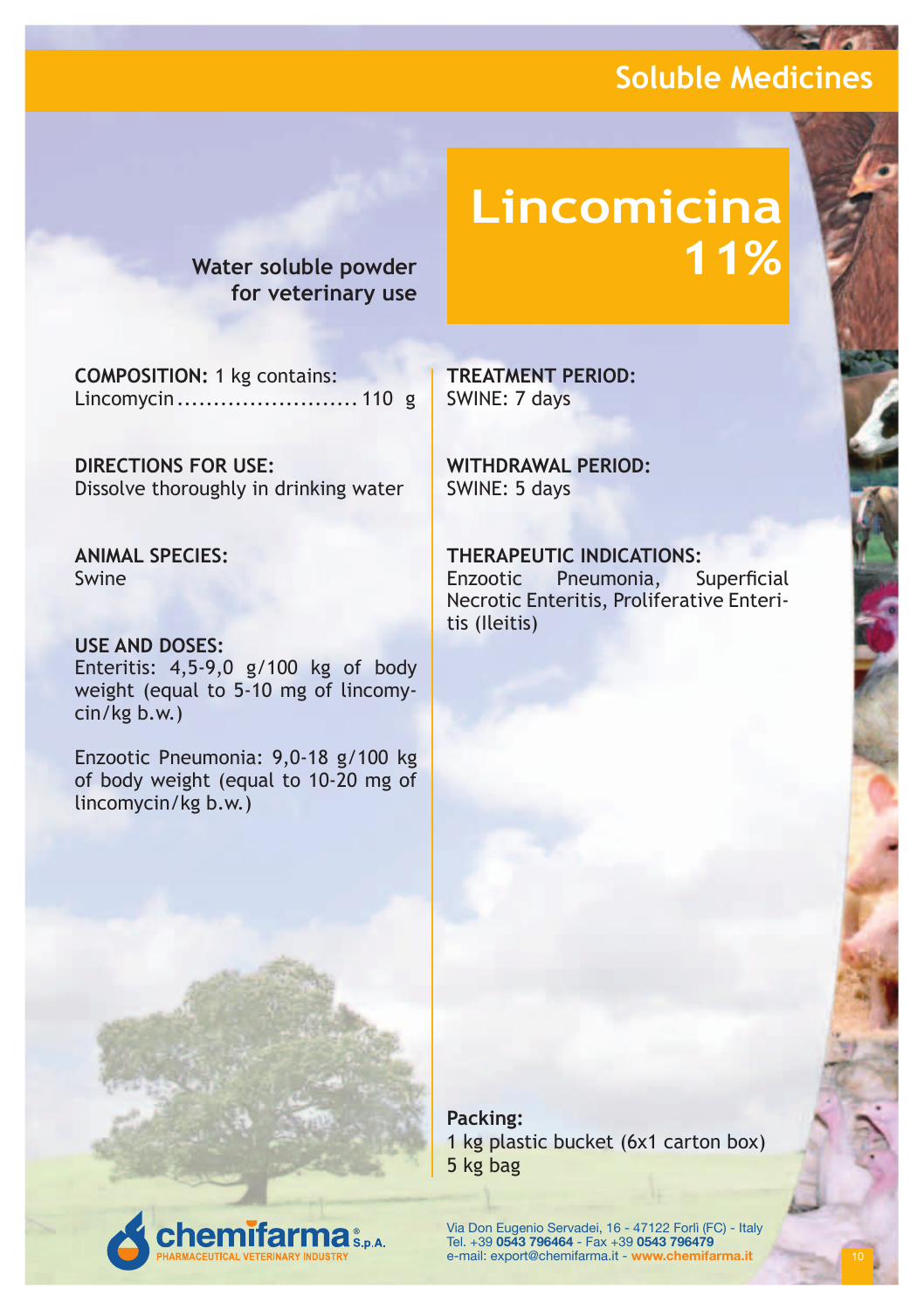# Lincomicina 11%

**Water soluble powder for veterinary use**

**COMPOSITION:** 1 kg contains:
Lincomycin ......................... 110 g

**DIRECTIONS FOR USE:**
Dissolve thoroughly in drinking water

**ANIMAL SPECIES:**
Swine

**USE AND DOSES:**
Enteritis: 4,5-9,0 g/100 kg of body weight (equal to 5-10 mg of lincomycin/kg b.w.)

Enzootic Pneumonia: 9,0-18 g/100 kg of body weight (equal to 10-20 mg of lincomycin/kg b.w.)

**TREATMENT PERIOD:**
SWINE: 7 days

**WITHDRAWAL PERIOD:**
SWINE: 5 days

**THERAPEUTIC INDICATIONS:**
Enzootic Pneumonia, Superficial Necrotic Enteritis, Proliferative Enteritis (Ileitis)

**Packing:**
1 kg plastic bucket (6x1 carton box)
5 kg bag

chemifarma® S.p.A.
PHARMACEUTICAL VETERINARY INDUSTRY

Via Don Eugenio Servadei, 16 - 47122 Forlì (FC) - Italy
Tel. +39 **0543 796464** - Fax +39 **0543 796479**
e-mail: export@chemifarma.it - **www.chemifarma.it**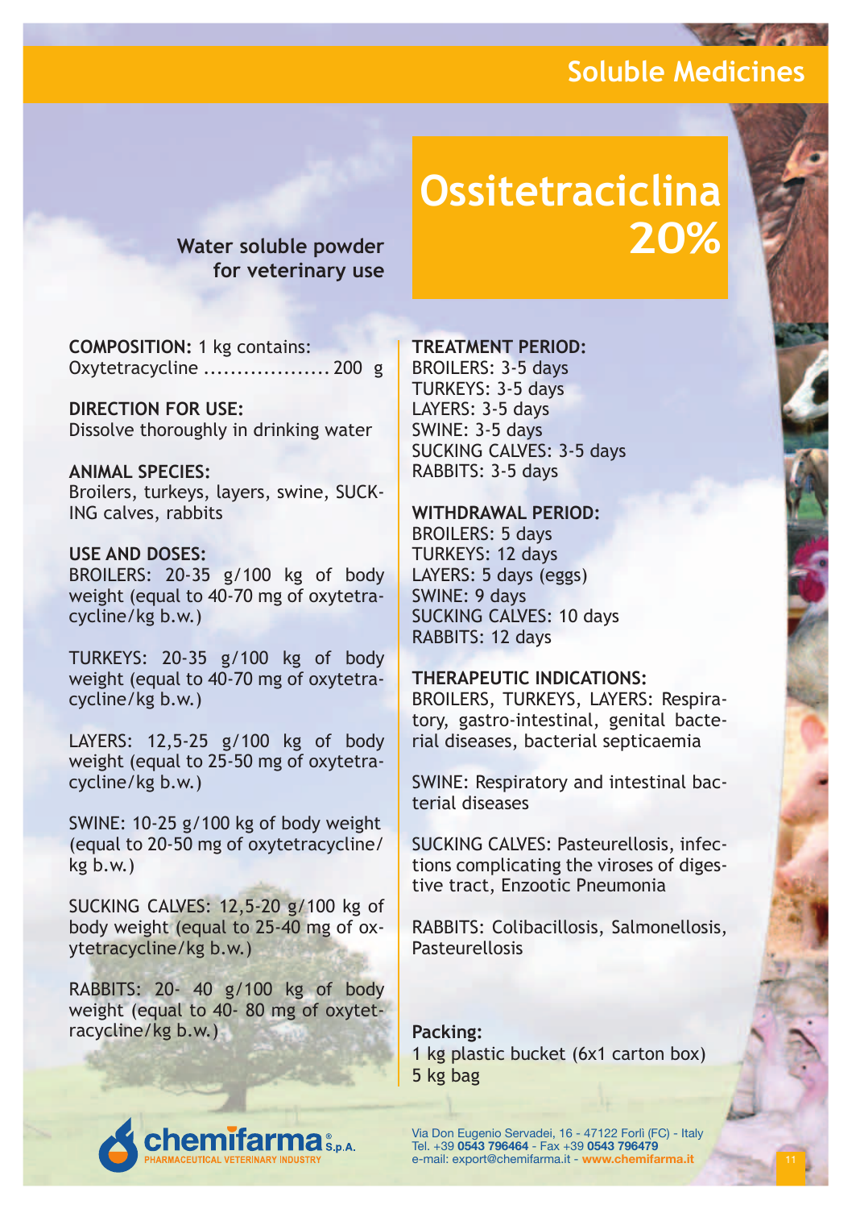Soluble Medicines

# Ossitetraciclina 20%

**Water soluble powder for veterinary use**

**COMPOSITION:** 1 kg contains:
Oxytetracycline .................... 200 g

**DIRECTION FOR USE:**
Dissolve thoroughly in drinking water

**ANIMAL SPECIES:**
Broilers, turkeys, layers, swine, SUCKING calves, rabbits

**USE AND DOSES:**
BROILERS: 20-35 g/100 kg of body weight (equal to 40-70 mg of oxytetracycline/kg b.w.)

TURKEYS: 20-35 g/100 kg of body weight (equal to 40-70 mg of oxytetracycline/kg b.w.)

LAYERS: 12,5-25 g/100 kg of body weight (equal to 25-50 mg of oxytetracycline/kg b.w.)

SWINE: 10-25 g/100 kg of body weight (equal to 20-50 mg of oxytetracycline/kg b.w.)

SUCKING CALVES: 12,5-20 g/100 kg of body weight (equal to 25-40 mg of oxytetracycline/kg b.w.)

RABBITS: 20- 40 g/100 kg of body weight (equal to 40- 80 mg of oxytetracycline/kg b.w.)

**TREATMENT PERIOD:**
BROILERS: 3-5 days
TURKEYS: 3-5 days
LAYERS: 3-5 days
SWINE: 3-5 days
SUCKING CALVES: 3-5 days
RABBITS: 3-5 days

**WITHDRAWAL PERIOD:**
BROILERS: 5 days
TURKEYS: 12 days
LAYERS: 5 days (eggs)
SWINE: 9 days
SUCKING CALVES: 10 days
RABBITS: 12 days

**THERAPEUTIC INDICATIONS:**
BROILERS, TURKEYS, LAYERS: Respiratory, gastro-intestinal, genital bacterial diseases, bacterial septicaemia

SWINE: Respiratory and intestinal bacterial diseases

SUCKING CALVES: Pasteurellosis, infections complicating the viroses of digestive tract, Enzootic Pneumonia

RABBITS: Colibacillosis, Salmonellosis, Pasteurellosis

**Packing:**
1 kg plastic bucket (6x1 carton box)
5 kg bag

chemifarma® S.p.A.
PHARMACEUTICAL VETERINARY INDUSTRY

Via Don Eugenio Servadei, 16 - 47122 Forlì (FC) - Italy
Tel. +39 **0543 796464** - Fax +39 **0543 796479**
e-mail: export@chemifarma.it - **www.chemifarma.it**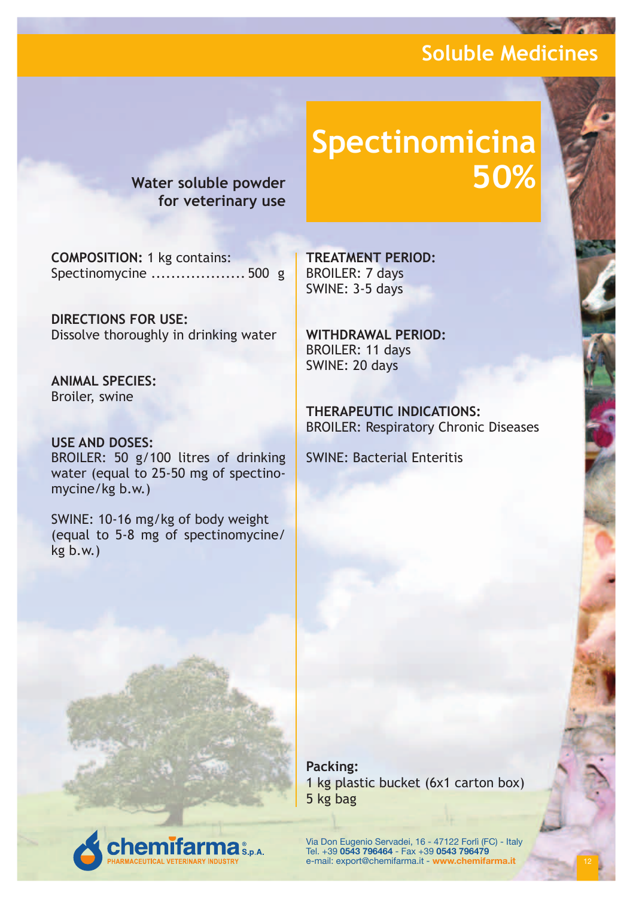## Soluble Medicines

# Spectinomicina 50%

**Water soluble powder for veterinary use**

**COMPOSITION:** 1 kg contains:
Spectinomycine .................... 500 g

**DIRECTIONS FOR USE:**
Dissolve thoroughly in drinking water

**ANIMAL SPECIES:**
Broiler, swine

**USE AND DOSES:**
BROILER: 50 g/100 litres of drinking water (equal to 25-50 mg of spectinomycine/kg b.w.)

SWINE: 10-16 mg/kg of body weight (equal to 5-8 mg of spectinomycine/kg b.w.)

**TREATMENT PERIOD:**
BROILER: 7 days
SWINE: 3-5 days

**WITHDRAWAL PERIOD:**
BROILER: 11 days
SWINE: 20 days

**THERAPEUTIC INDICATIONS:**
BROILER: Respiratory Chronic Diseases

SWINE: Bacterial Enteritis

**Packing:**
1 kg plastic bucket (6x1 carton box)
5 kg bag

chemifarma® S.p.A.
PHARMACEUTICAL VETERINARY INDUSTRY

Via Don Eugenio Servadei, 16 - 47122 Forlì (FC) - Italy
Tel. +39 **0543 796464** - Fax +39 **0543 796479**
e-mail: export@chemifarma.it - **www.chemifarma.it**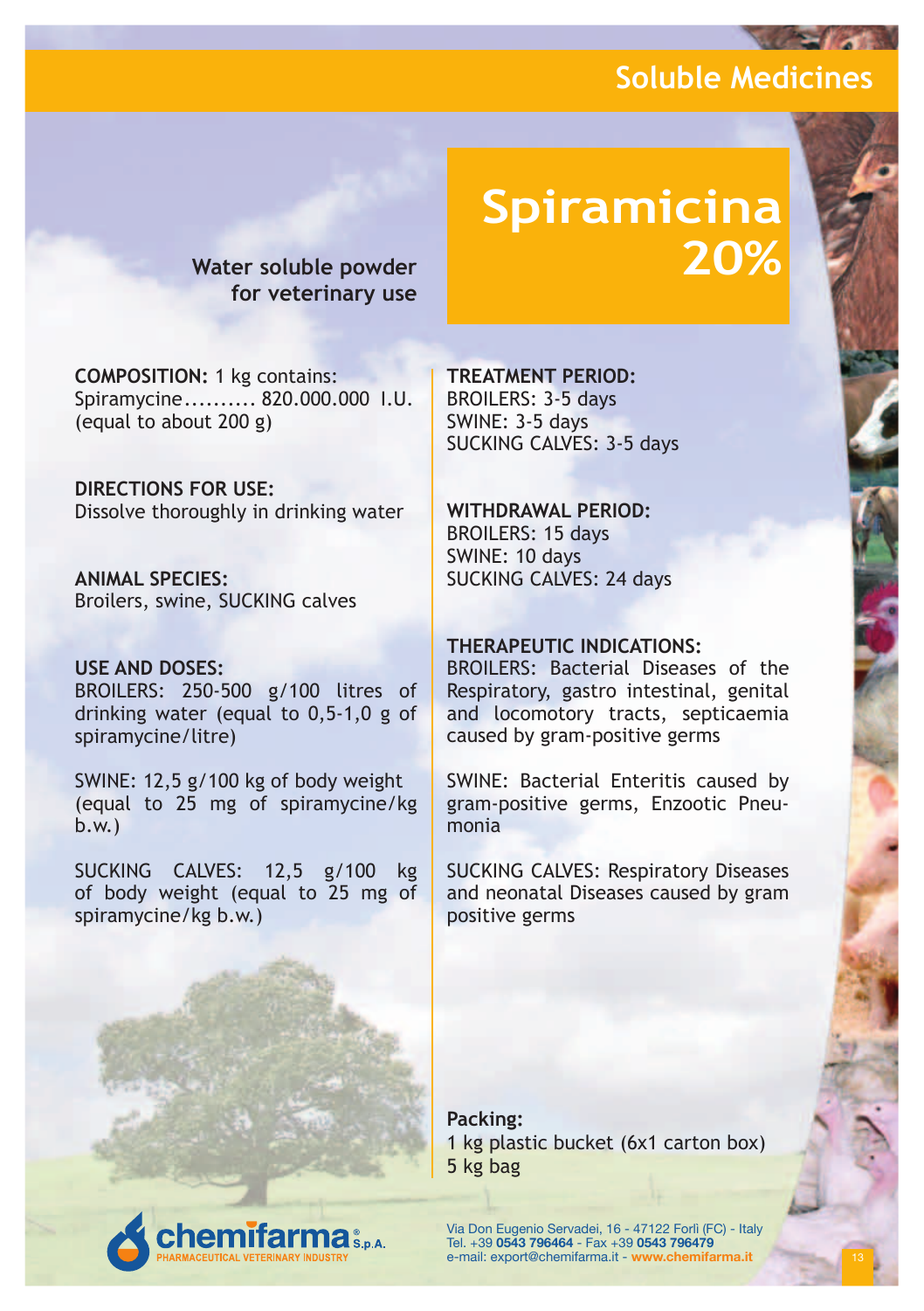# Spiramicina 20%

**Water soluble powder for veterinary use**

**COMPOSITION:** 1 kg contains:
Spiramycine.......... 820.000.000 I.U.
(equal to about 200 g)

**DIRECTIONS FOR USE:**
Dissolve thoroughly in drinking water

**ANIMAL SPECIES:**
Broilers, swine, SUCKING calves

**USE AND DOSES:**
BROILERS: 250-500 g/100 litres of drinking water (equal to 0,5-1,0 g of spiramycine/litre)

SWINE: 12,5 g/100 kg of body weight (equal to 25 mg of spiramycine/kg b.w.)

SUCKING CALVES: 12,5 g/100 kg of body weight (equal to 25 mg of spiramycine/kg b.w.)

**TREATMENT PERIOD:**
BROILERS: 3-5 days
SWINE: 3-5 days
SUCKING CALVES: 3-5 days

**WITHDRAWAL PERIOD:**
BROILERS: 15 days
SWINE: 10 days
SUCKING CALVES: 24 days

**THERAPEUTIC INDICATIONS:**
BROILERS: Bacterial Diseases of the Respiratory, gastro intestinal, genital and locomotory tracts, septicaemia caused by gram-positive germs

SWINE: Bacterial Enteritis caused by gram-positive germs, Enzootic Pneumonia

SUCKING CALVES: Respiratory Diseases and neonatal Diseases caused by gram positive germs

**Packing:**
1 kg plastic bucket (6x1 carton box)
5 kg bag

chemifarma® S.p.A.
PHARMACEUTICAL VETERINARY INDUSTRY

Via Don Eugenio Servadei, 16 - 47122 Forlì (FC) - Italy
Tel. +39 **0543 796464** - Fax +39 **0543 796479**
e-mail: export@chemifarma.it - **www.chemifarma.it**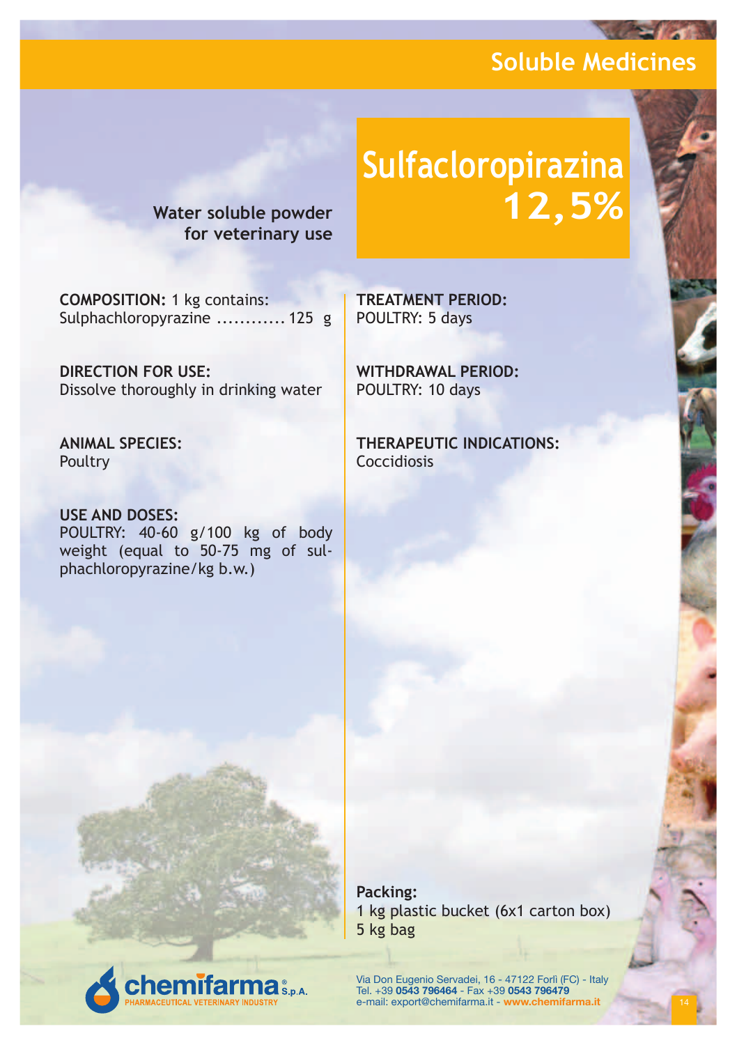## Soluble Medicines

# Sulfacloropirazina 12,5%

**Water soluble powder for veterinary use**

**COMPOSITION:** 1 kg contains:
Sulphachloropyrazine ............ 125 g

**DIRECTION FOR USE:**
Dissolve thoroughly in drinking water

**ANIMAL SPECIES:**
Poultry

**USE AND DOSES:**
POULTRY: 40-60 g/100 kg of body weight (equal to 50-75 mg of sulphachloropyrazine/kg b.w.)

**TREATMENT PERIOD:**
POULTRY: 5 days

**WITHDRAWAL PERIOD:**
POULTRY: 10 days

**THERAPEUTIC INDICATIONS:**
Coccidiosis

**Packing:**
1 kg plastic bucket (6x1 carton box)
5 kg bag

chemifarma® S.p.A.
PHARMACEUTICAL VETERINARY INDUSTRY

Via Don Eugenio Servadei, 16 - 47122 Forlì (FC) - Italy
Tel. +39 **0543 796464** - Fax +39 **0543 796479**
e-mail: export@chemifarma.it - **www.chemifarma.it**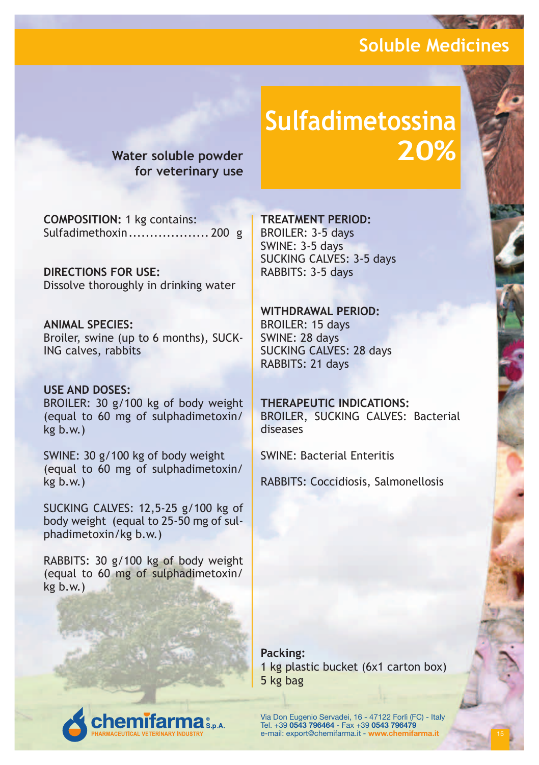## Soluble Medicines

# Sulfadimetossina 20%

**Water soluble powder for veterinary use**

**COMPOSITION:** 1 kg contains:
Sulfadimethoxin................... 200 g

**DIRECTIONS FOR USE:**
Dissolve thoroughly in drinking water

**ANIMAL SPECIES:**
Broiler, swine (up to 6 months), SUCKING calves, rabbits

**USE AND DOSES:**
BROILER: 30 g/100 kg of body weight (equal to 60 mg of sulphadimetoxin/kg b.w.)

SWINE: 30 g/100 kg of body weight (equal to 60 mg of sulphadimetoxin/kg b.w.)

SUCKING CALVES: 12,5-25 g/100 kg of body weight (equal to 25-50 mg of sulphadimetoxin/kg b.w.)

RABBITS: 30 g/100 kg of body weight (equal to 60 mg of sulphadimetoxin/kg b.w.)

**TREATMENT PERIOD:**
BROILER: 3-5 days
SWINE: 3-5 days
SUCKING CALVES: 3-5 days
RABBITS: 3-5 days

**WITHDRAWAL PERIOD:**
BROILER: 15 days
SWINE: 28 days
SUCKING CALVES: 28 days
RABBITS: 21 days

**THERAPEUTIC INDICATIONS:**
BROILER, SUCKING CALVES: Bacterial diseases

SWINE: Bacterial Enteritis

RABBITS: Coccidiosis, Salmonellosis

**Packing:**
1 kg plastic bucket (6x1 carton box)
5 kg bag

chemifarma® S.p.A.
PHARMACEUTICAL VETERINARY INDUSTRY

Via Don Eugenio Servadei, 16 - 47122 Forlì (FC) - Italy
Tel. +39 **0543 796464** - Fax +39 **0543 796479**
e-mail: export@chemifarma.it - **www.chemifarma.it**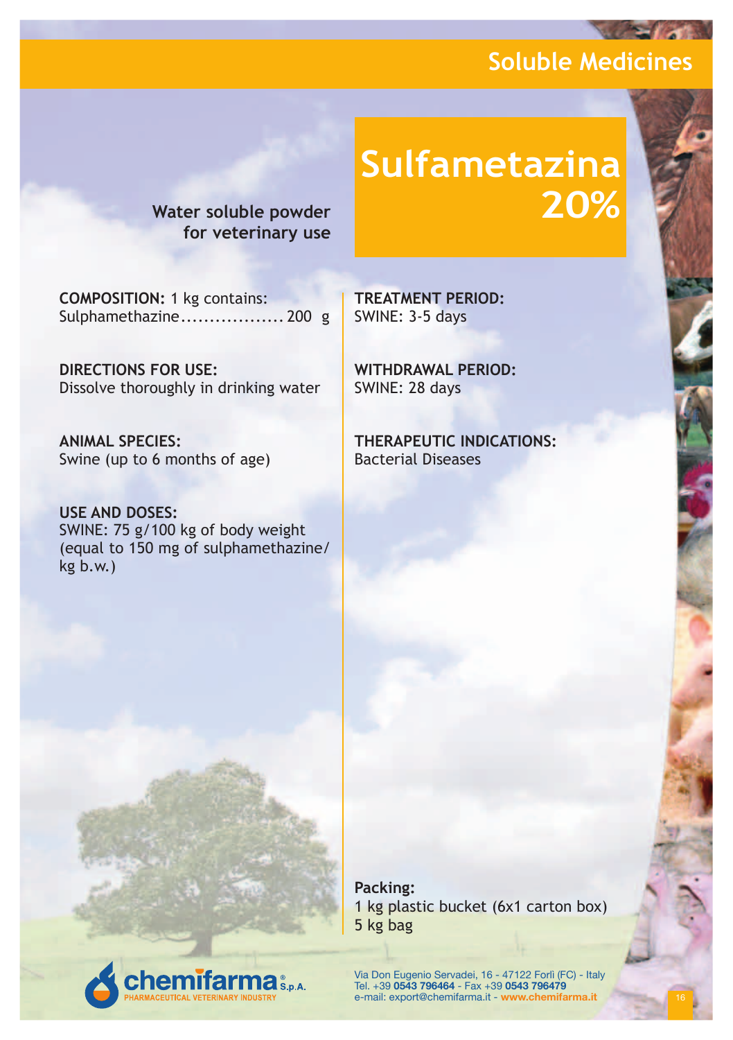# Soluble Medicines

## Sulfametazina 20%

**Water soluble powder for veterinary use**

**COMPOSITION:** 1 kg contains:
Sulphamethazine.................. 200 g

**DIRECTIONS FOR USE:**
Dissolve thoroughly in drinking water

**ANIMAL SPECIES:**
Swine (up to 6 months of age)

**USE AND DOSES:**
SWINE: 75 g/100 kg of body weight (equal to 150 mg of sulphamethazine/ kg b.w.)

**TREATMENT PERIOD:**
SWINE: 3-5 days

**WITHDRAWAL PERIOD:**
SWINE: 28 days

**THERAPEUTIC INDICATIONS:**
Bacterial Diseases

**Packing:**
1 kg plastic bucket (6x1 carton box)
5 kg bag

chemifarma® S.p.A.
PHARMACEUTICAL VETERINARY INDUSTRY

Via Don Eugenio Servadei, 16 - 47122 Forlì (FC) - Italy
Tel. +39 **0543 796464** - Fax +39 **0543 796479**
e-mail: export@chemifarma.it - **www.chemifarma.it**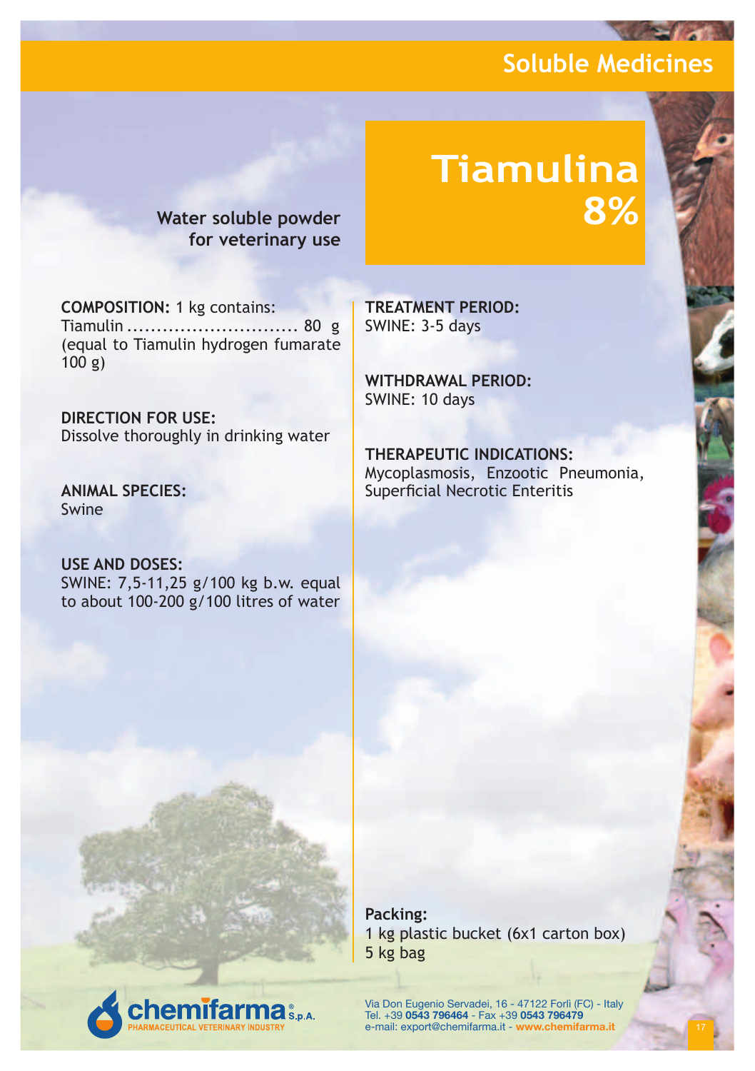## Soluble Medicines

# Tiamulina 8%

**Water soluble powder for veterinary use**

**COMPOSITION:** 1 kg contains:
Tiamulin ............................. 80 g
(equal to Tiamulin hydrogen fumarate 100 g)

**DIRECTION FOR USE:**
Dissolve thoroughly in drinking water

**ANIMAL SPECIES:**
Swine

**USE AND DOSES:**
SWINE: 7,5-11,25 g/100 kg b.w. equal to about 100-200 g/100 litres of water

**TREATMENT PERIOD:**
SWINE: 3-5 days

**WITHDRAWAL PERIOD:**
SWINE: 10 days

**THERAPEUTIC INDICATIONS:**
Mycoplasmosis, Enzootic Pneumonia, Superficial Necrotic Enteritis

**Packing:**
1 kg plastic bucket (6x1 carton box)
5 kg bag

chemifarma S.p.A.
PHARMACEUTICAL VETERINARY INDUSTRY

Via Don Eugenio Servadei, 16 - 47122 Forlì (FC) - Italy
Tel. +39 **0543 796464** - Fax +39 **0543 796479**
e-mail: export@chemifarma.it - **www.chemifarma.it**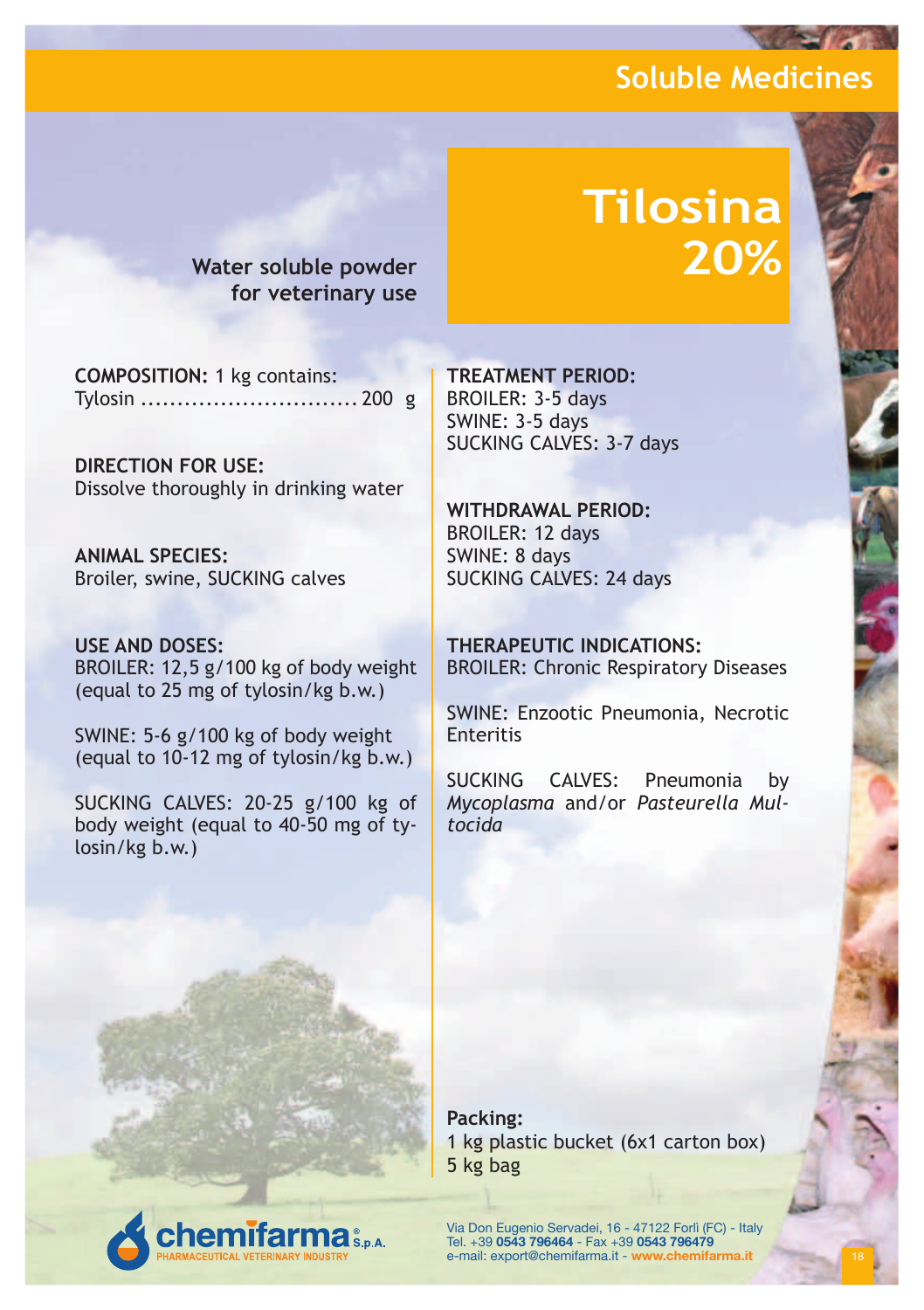# Tilosina 20%

**Water soluble powder for veterinary use**

**COMPOSITION:** 1 kg contains:
Tylosin .............................. 200 g

**DIRECTION FOR USE:**
Dissolve thoroughly in drinking water

**ANIMAL SPECIES:**
Broiler, swine, SUCKING calves

**USE AND DOSES:**
BROILER: 12,5 g/100 kg of body weight (equal to 25 mg of tylosin/kg b.w.)

SWINE: 5-6 g/100 kg of body weight (equal to 10-12 mg of tylosin/kg b.w.)

SUCKING CALVES: 20-25 g/100 kg of body weight (equal to 40-50 mg of tylosin/kg b.w.)

**TREATMENT PERIOD:**
BROILER: 3-5 days
SWINE: 3-5 days
SUCKING CALVES: 3-7 days

**WITHDRAWAL PERIOD:**
BROILER: 12 days
SWINE: 8 days
SUCKING CALVES: 24 days

**THERAPEUTIC INDICATIONS:**
BROILER: Chronic Respiratory Diseases

SWINE: Enzootic Pneumonia, Necrotic Enteritis

SUCKING CALVES: Pneumonia by *Mycoplasma* and/or *Pasteurella Multocida*

**Packing:**
1 kg plastic bucket (6x1 carton box)
5 kg bag

chemifarma® S.p.A.
PHARMACEUTICAL VETERINARY INDUSTRY

Via Don Eugenio Servadei, 16 - 47122 Forlì (FC) - Italy
Tel. +39 **0543 796464** - Fax +39 **0543 796479**
e-mail: export@chemifarma.it - **www.chemifarma.it**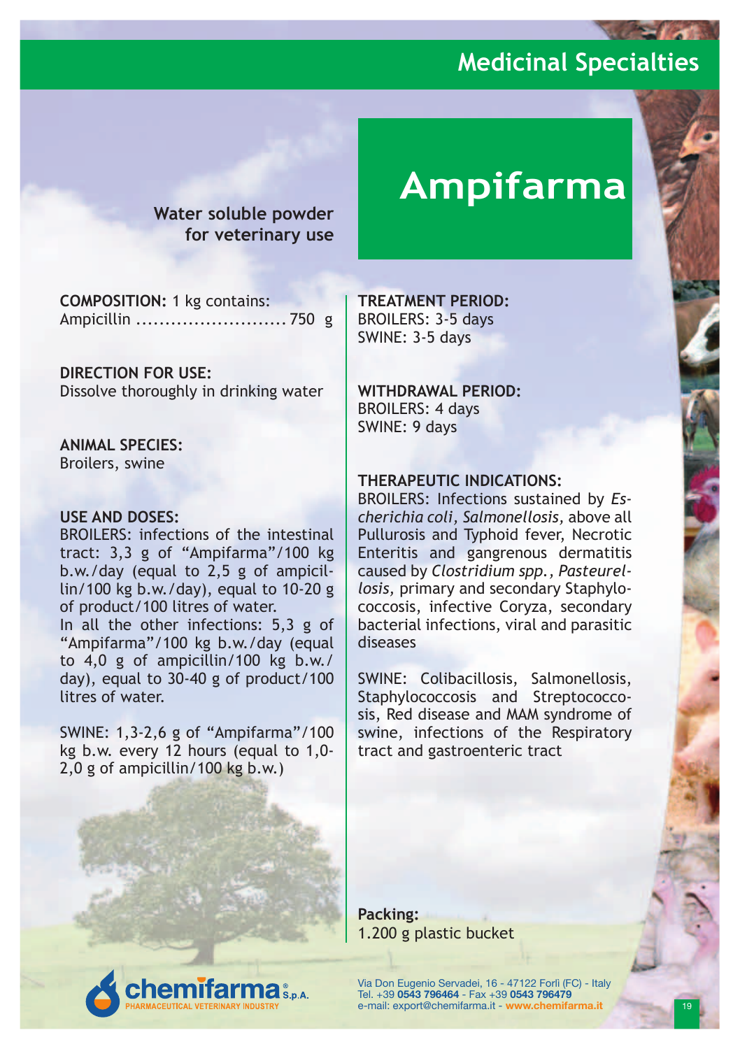# Ampifarma

**Water soluble powder for veterinary use**

**COMPOSITION:** 1 kg contains:
Ampicillin .......................... 750 g

**DIRECTION FOR USE:**
Dissolve thoroughly in drinking water

**ANIMAL SPECIES:**
Broilers, swine

**USE AND DOSES:**
BROILERS: infections of the intestinal tract: 3,3 g of "Ampifarma"/100 kg b.w./day (equal to 2,5 g of ampicillin/100 kg b.w./day), equal to 10-20 g of product/100 litres of water.
In all the other infections: 5,3 g of "Ampifarma"/100 kg b.w./day (equal to 4,0 g of ampicillin/100 kg b.w./day), equal to 30-40 g of product/100 litres of water.

SWINE: 1,3-2,6 g of "Ampifarma"/100 kg b.w. every 12 hours (equal to 1,0-2,0 g of ampicillin/100 kg b.w.)

**TREATMENT PERIOD:**
BROILERS: 3-5 days
SWINE: 3-5 days

**WITHDRAWAL PERIOD:**
BROILERS: 4 days
SWINE: 9 days

**THERAPEUTIC INDICATIONS:**
BROILERS: Infections sustained by *Escherichia coli, Salmonellosis,* above all Pullurosis and Typhoid fever, Necrotic Enteritis and gangrenous dermatitis caused by *Clostridium spp., Pasteurellosis,* primary and secondary Staphylococcosis, infective Coryza, secondary bacterial infections, viral and parasitic diseases

SWINE: Colibacillosis, Salmonellosis, Staphylococcosis and Streptococcosis, Red disease and MAM syndrome of swine, infections of the Respiratory tract and gastroenteric tract

**Packing:**
1.200 g plastic bucket

chemifarma S.p.A.
PHARMACEUTICAL VETERINARY INDUSTRY

Via Don Eugenio Servadei, 16 - 47122 Forlì (FC) - Italy
Tel. +39 **0543 796464** - Fax +39 **0543 796479**
e-mail: export@chemifarma.it - **www.chemifarma.it**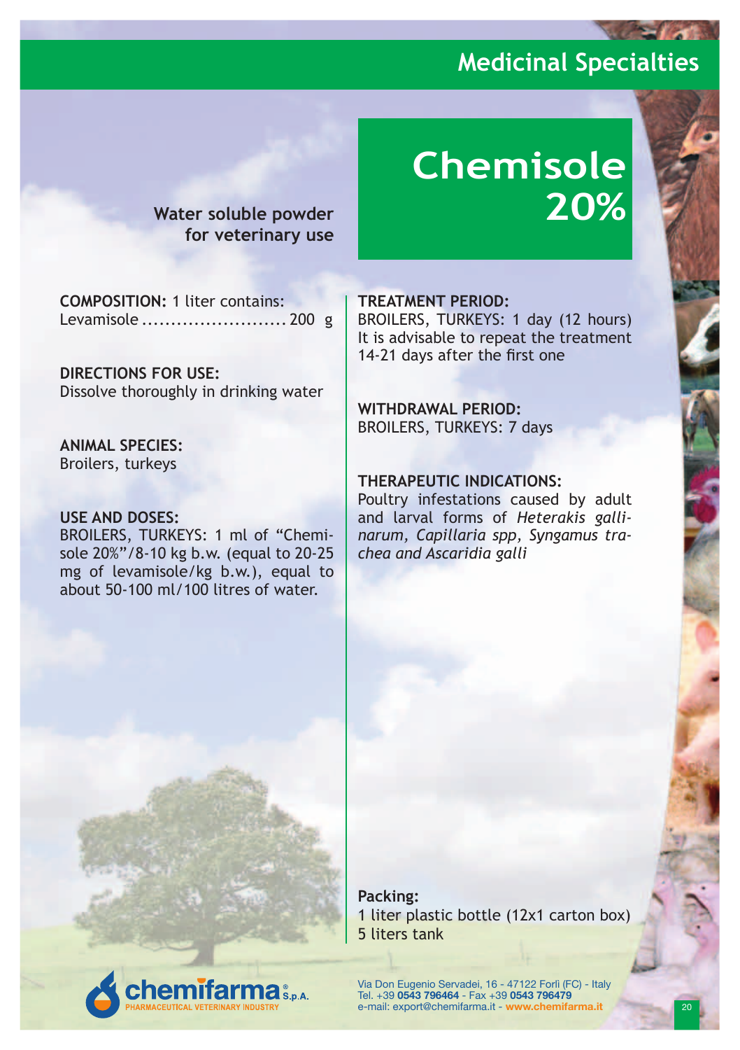# Chemisole 20%

**Water soluble powder for veterinary use**

**COMPOSITION:** 1 liter contains:
Levamisole ......................... 200 g

**DIRECTIONS FOR USE:**
Dissolve thoroughly in drinking water

**ANIMAL SPECIES:**
Broilers, turkeys

**USE AND DOSES:**
BROILERS, TURKEYS: 1 ml of "Chemisole 20%"/8-10 kg b.w. (equal to 20-25 mg of levamisole/kg b.w.), equal to about 50-100 ml/100 litres of water.

**TREATMENT PERIOD:**
BROILERS, TURKEYS: 1 day (12 hours)
It is advisable to repeat the treatment 14-21 days after the first one

**WITHDRAWAL PERIOD:**
BROILERS, TURKEYS: 7 days

**THERAPEUTIC INDICATIONS:**
Poultry infestations caused by adult and larval forms of *Heterakis gallinarum, Capillaria spp, Syngamus trachea and Ascaridia galli*

**Packing:**
1 liter plastic bottle (12x1 carton box)
5 liters tank

chemifarma® S.p.A.
PHARMACEUTICAL VETERINARY INDUSTRY

Via Don Eugenio Servadei, 16 - 47122 Forlì (FC) - Italy
Tel. +39 **0543 796464** - Fax +39 **0543 796479**
e-mail: export@chemifarma.it - **www.chemifarma.it**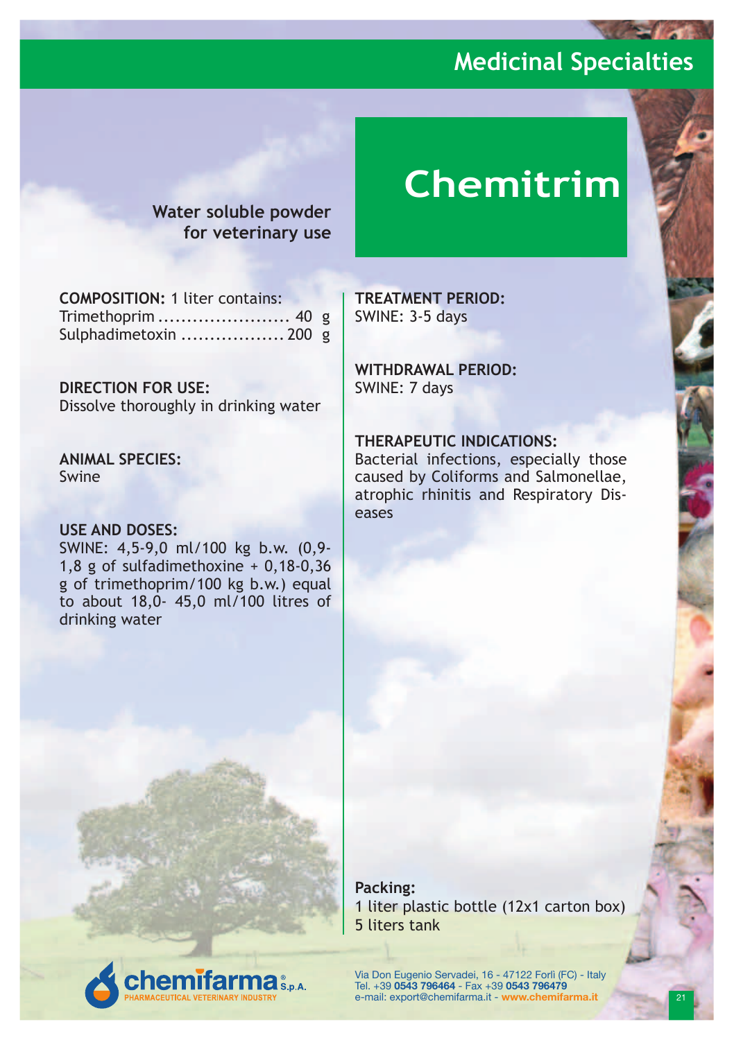# Chemitrim

**Water soluble powder for veterinary use**

**COMPOSITION:** 1 liter contains:

Trimethoprim ....................... 40 g
Sulphadimetoxin .................. 200 g

**DIRECTION FOR USE:**
Dissolve thoroughly in drinking water

**ANIMAL SPECIES:**
Swine

**USE AND DOSES:**
SWINE: 4,5-9,0 ml/100 kg b.w. (0,9-1,8 g of sulfadimethoxine + 0,18-0,36 g of trimethoprim/100 kg b.w.) equal to about 18,0- 45,0 ml/100 litres of drinking water

**TREATMENT PERIOD:**
SWINE: 3-5 days

**WITHDRAWAL PERIOD:**
SWINE: 7 days

**THERAPEUTIC INDICATIONS:**
Bacterial infections, especially those caused by Coliforms and Salmonellae, atrophic rhinitis and Respiratory Diseases

**Packing:**
1 liter plastic bottle (12x1 carton box)
5 liters tank

chemifarma S.p.A.
PHARMACEUTICAL VETERINARY INDUSTRY

Via Don Eugenio Servadei, 16 - 47122 Forlì (FC) - Italy
Tel. +39 **0543 796464** - Fax +39 **0543 796479**
e-mail: export@chemifarma.it - **www.chemifarma.it**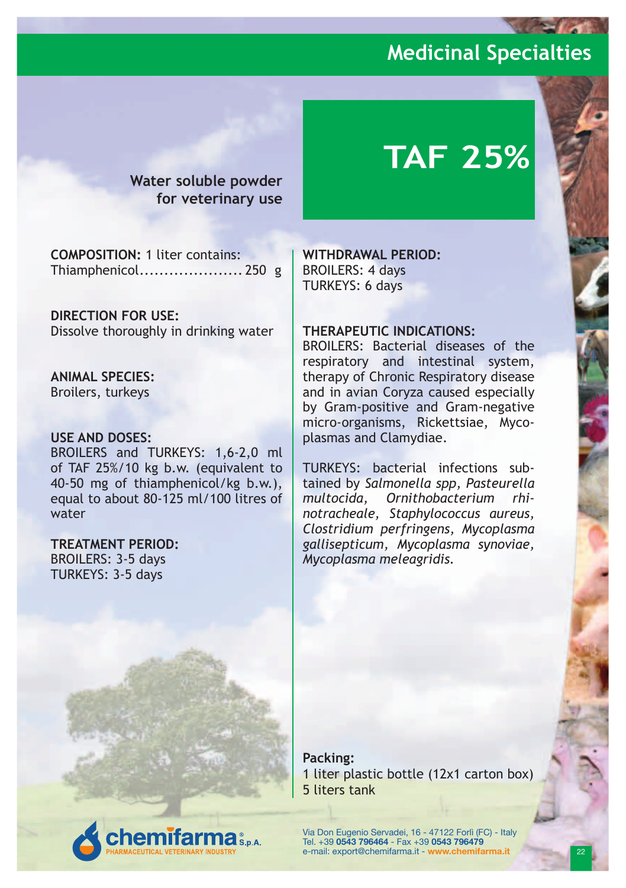## Medicinal Specialties

# TAF 25%

**Water soluble powder for veterinary use**

**COMPOSITION:** 1 liter contains:
Thiamphenicol..................... 250 g

**DIRECTION FOR USE:**
Dissolve thoroughly in drinking water

**ANIMAL SPECIES:**
Broilers, turkeys

**USE AND DOSES:**
BROILERS and TURKEYS: 1,6-2,0 ml of TAF 25%/10 kg b.w. (equivalent to 40-50 mg of thiamphenicol/kg b.w.), equal to about 80-125 ml/100 litres of water

**TREATMENT PERIOD:**
BROILERS: 3-5 days
TURKEYS: 3-5 days

**WITHDRAWAL PERIOD:**
BROILERS: 4 days
TURKEYS: 6 days

**THERAPEUTIC INDICATIONS:**
BROILERS: Bacterial diseases of the respiratory and intestinal system, therapy of Chronic Respiratory disease and in avian Coryza caused especially by Gram-positive and Gram-negative micro-organisms, Rickettsiae, Mycoplasmas and Clamydiae.

TURKEYS: bacterial infections substained by *Salmonella spp*, *Pasteurella multocida*, *Ornithobacterium rhinotracheale*, *Staphylococcus aureus*, *Clostridium perfringens*, *Mycoplasma gallisepticum*, *Mycoplasma synoviae*, *Mycoplasma meleagridis*.

**Packing:**
1 liter plastic bottle (12x1 carton box)
5 liters tank

chemifarma® S.p.A.
PHARMACEUTICAL VETERINARY INDUSTRY

Via Don Eugenio Servadei, 16 - 47122 Forlì (FC) - Italy
Tel. +39 **0543 796464** - Fax +39 **0543 796479**
e-mail: export@chemifarma.it - **www.chemifarma.it**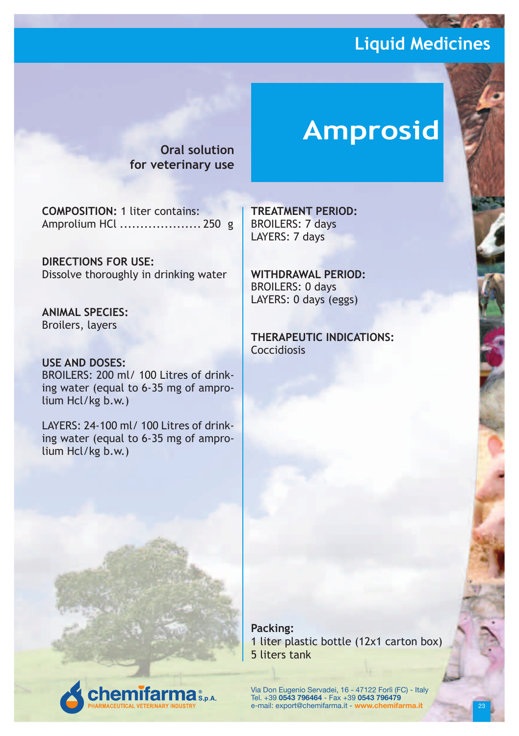## Liquid Medicines

# Amprosid

**Oral solution for veterinary use**

**COMPOSITION:** 1 liter contains:
Amprolium HCl .................... 250 g

**DIRECTIONS FOR USE:**
Dissolve thoroughly in drinking water

**ANIMAL SPECIES:**
Broilers, layers

**USE AND DOSES:**
BROILERS: 200 ml/ 100 Litres of drinking water (equal to 6-35 mg of amprolium Hcl/kg b.w.)

LAYERS: 24-100 ml/ 100 Litres of drinking water (equal to 6-35 mg of amprolium Hcl/kg b.w.)

**TREATMENT PERIOD:**
BROILERS: 7 days
LAYERS: 7 days

**WITHDRAWAL PERIOD:**
BROILERS: 0 days
LAYERS: 0 days (eggs)

**THERAPEUTIC INDICATIONS:**
Coccidiosis

**Packing:**
1 liter plastic bottle (12x1 carton box)
5 liters tank

chemifarma® S.p.A.
PHARMACEUTICAL VETERINARY INDUSTRY

Via Don Eugenio Servadei, 16 - 47122 Forlì (FC) - Italy
Tel. +39 **0543 796464** - Fax +39 **0543 796479**
e-mail: export@chemifarma.it - **www.chemifarma.it**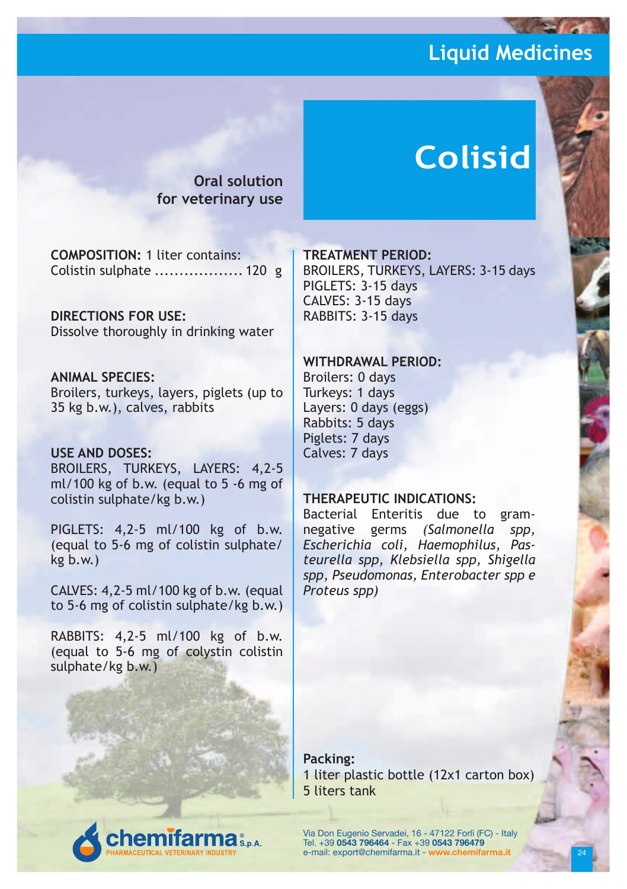# Liquid Medicines

# Colisid

**Oral solution for veterinary use**

**COMPOSITION:** 1 liter contains:
Colistin sulphate .................. 120 g

**DIRECTIONS FOR USE:**
Dissolve thoroughly in drinking water

**ANIMAL SPECIES:**
Broilers, turkeys, layers, piglets (up to 35 kg b.w.), calves, rabbits

**USE AND DOSES:**
BROILERS, TURKEYS, LAYERS: 4,2-5 ml/100 kg of b.w. (equal to 5 -6 mg of colistin sulphate/kg b.w.)

PIGLETS: 4,2-5 ml/100 kg of b.w. (equal to 5-6 mg of colistin sulphate/ kg b.w.)

CALVES: 4,2-5 ml/100 kg of b.w. (equal to 5-6 mg of colistin sulphate/kg b.w.)

RABBITS: 4,2-5 ml/100 kg of b.w. (equal to 5-6 mg of colystin colistin sulphate/kg b.w.)

**TREATMENT PERIOD:**
BROILERS, TURKEYS, LAYERS: 3-15 days
PIGLETS: 3-15 days
CALVES: 3-15 days
RABBITS: 3-15 days

**WITHDRAWAL PERIOD:**
Broilers: 0 days
Turkeys: 1 days
Layers: 0 days (eggs)
Rabbits: 5 days
Piglets: 7 days
Calves: 7 days

**THERAPEUTIC INDICATIONS:**
Bacterial Enteritis due to gram-negative germs *(Salmonella spp, Escherichia coli, Haemophilus, Pasteurella spp, Klebsiella spp, Shigella spp, Pseudomonas, Enterobacter spp e Proteus spp)*

**Packing:**
1 liter plastic bottle (12x1 carton box)
5 liters tank

chemifarma S.p.A.
PHARMACEUTICAL VETERINARY INDUSTRY

Via Don Eugenio Servadei, 16 - 47122 Forlì (FC) - Italy
Tel. +39 **0543 796464** - Fax +39 **0543 796479**
e-mail: export@chemifarma.it - **www.chemifarma.it**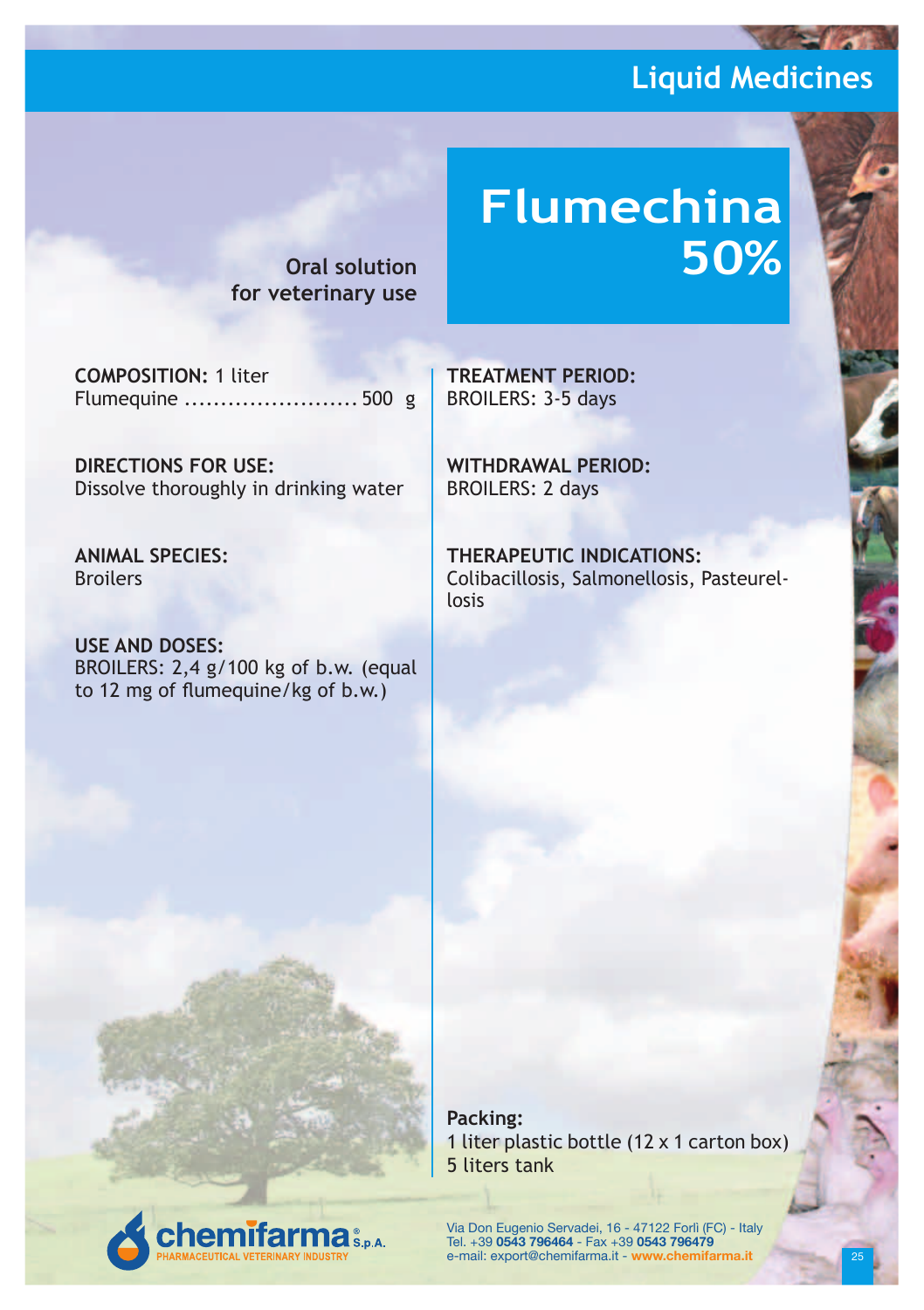# Liquid Medicines

## Flumechina 50%

**Oral solution for veterinary use**

**COMPOSITION:** 1 liter
Flumequine ........................ 500 g

**DIRECTIONS FOR USE:**
Dissolve thoroughly in drinking water

**ANIMAL SPECIES:**
Broilers

**USE AND DOSES:**
BROILERS: 2,4 g/100 kg of b.w. (equal to 12 mg of flumequine/kg of b.w.)

**TREATMENT PERIOD:**
BROILERS: 3-5 days

**WITHDRAWAL PERIOD:**
BROILERS: 2 days

**THERAPEUTIC INDICATIONS:**
Colibacillosis, Salmonellosis, Pasteurellosis

**Packing:**
1 liter plastic bottle (12 x 1 carton box)
5 liters tank

chemifarma® S.p.A.
PHARMACEUTICAL VETERINARY INDUSTRY

Via Don Eugenio Servadei, 16 - 47122 Forlì (FC) - Italy
Tel. +39 **0543 796464** - Fax +39 **0543 796479**
e-mail: export@chemifarma.it - **www.chemifarma.it**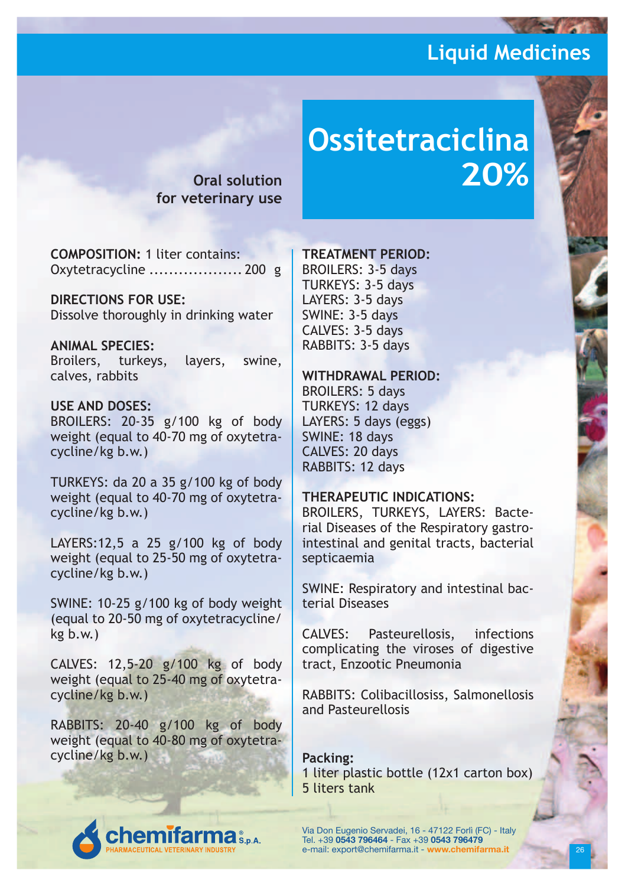## Liquid Medicines

# Ossitetraciclina 20%

**Oral solution for veterinary use**

**COMPOSITION:** 1 liter contains:
Oxytetracycline .................... 200 g

**DIRECTIONS FOR USE:**
Dissolve thoroughly in drinking water

**ANIMAL SPECIES:**
Broilers, turkeys, layers, swine, calves, rabbits

**USE AND DOSES:**
BROILERS: 20-35 g/100 kg of body weight (equal to 40-70 mg of oxytetracycline/kg b.w.)

TURKEYS: da 20 a 35 g/100 kg of body weight (equal to 40-70 mg of oxytetracycline/kg b.w.)

LAYERS:12,5 a 25 g/100 kg of body weight (equal to 25-50 mg of oxytetracycline/kg b.w.)

SWINE: 10-25 g/100 kg of body weight (equal to 20-50 mg of oxytetracycline/kg b.w.)

CALVES: 12,5-20 g/100 kg of body weight (equal to 25-40 mg of oxytetracycline/kg b.w.)

RABBITS: 20-40 g/100 kg of body weight (equal to 40-80 mg of oxytetracycline/kg b.w.)

**TREATMENT PERIOD:**
BROILERS: 3-5 days
TURKEYS: 3-5 days
LAYERS: 3-5 days
SWINE: 3-5 days
CALVES: 3-5 days
RABBITS: 3-5 days

**WITHDRAWAL PERIOD:**
BROILERS: 5 days
TURKEYS: 12 days
LAYERS: 5 days (eggs)
SWINE: 18 days
CALVES: 20 days
RABBITS: 12 days

**THERAPEUTIC INDICATIONS:**
BROILERS, TURKEYS, LAYERS: Bacterial Diseases of the Respiratory gastrointestinal and genital tracts, bacterial septicaemia

SWINE: Respiratory and intestinal bacterial Diseases

CALVES: Pasteurellosis, infections complicating the viroses of digestive tract, Enzootic Pneumonia

RABBITS: Colibacillosiss, Salmonellosis and Pasteurellosis

**Packing:**
1 liter plastic bottle (12x1 carton box)
5 liters tank

chemifarma® S.p.A.
PHARMACEUTICAL VETERINARY INDUSTRY

Via Don Eugenio Servadei, 16 - 47122 Forlì (FC) - Italy
Tel. +39 **0543 796464** - Fax +39 **0543 796479**
e-mail: export@chemifarma.it - **www.chemifarma.it**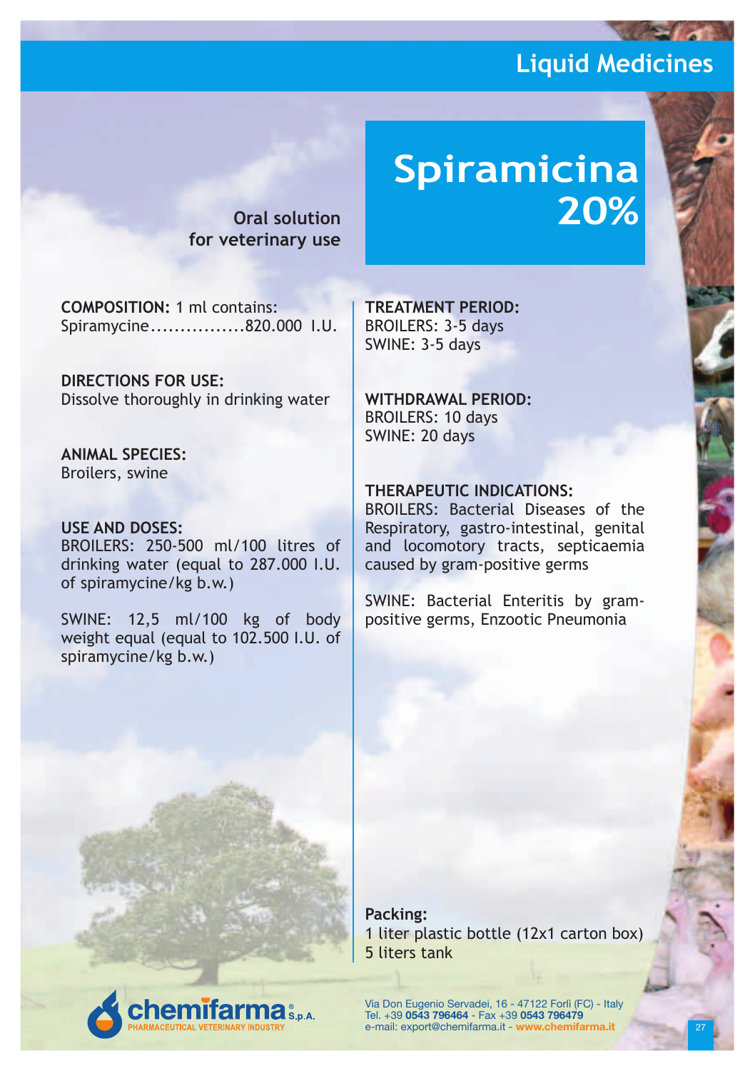# Spiramicina 20%

**Oral solution for veterinary use**

**COMPOSITION:** 1 ml contains:
Spiramycine................820.000 I.U.

**DIRECTIONS FOR USE:**
Dissolve thoroughly in drinking water

**ANIMAL SPECIES:**
Broilers, swine

**USE AND DOSES:**
BROILERS: 250-500 ml/100 litres of drinking water (equal to 287.000 I.U. of spiramycine/kg b.w.)

SWINE: 12,5 ml/100 kg of body weight equal (equal to 102.500 I.U. of spiramycine/kg b.w.)

**TREATMENT PERIOD:**
BROILERS: 3-5 days
SWINE: 3-5 days

**WITHDRAWAL PERIOD:**
BROILERS: 10 days
SWINE: 20 days

**THERAPEUTIC INDICATIONS:**
BROILERS: Bacterial Diseases of the Respiratory, gastro-intestinal, genital and locomotory tracts, septicaemia caused by gram-positive germs

SWINE: Bacterial Enteritis by gram-positive germs, Enzootic Pneumonia

**Packing:**
1 liter plastic bottle (12x1 carton box)
5 liters tank

chemifarma S.p.A.
PHARMACEUTICAL VETERINARY INDUSTRY

Via Don Eugenio Servadei, 16 - 47122 Forlì (FC) - Italy
Tel. +39 **0543 796464** - Fax +39 **0543 796479**
e-mail: export@chemifarma.it - **www.chemifarma.it**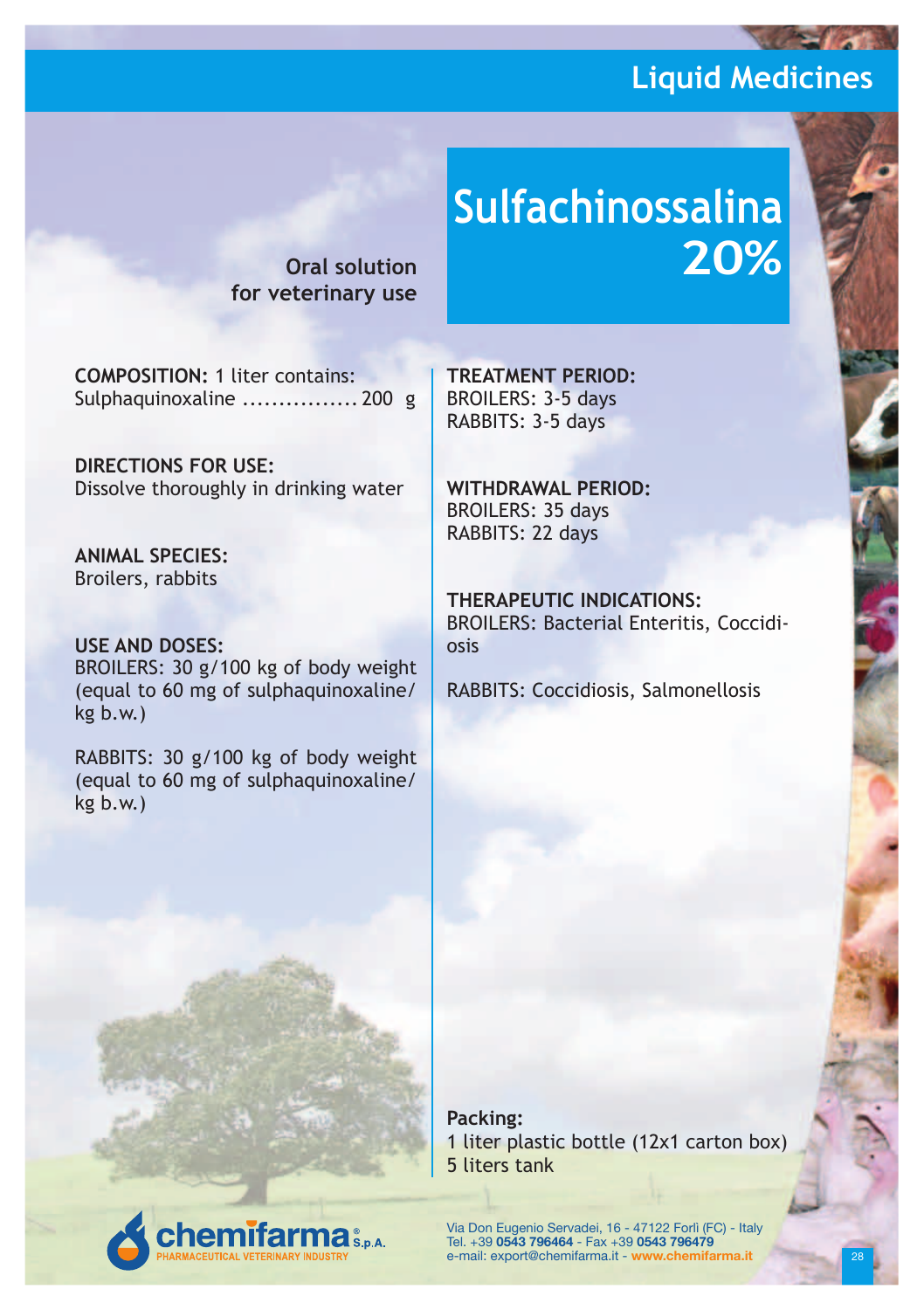# Sulfachinossalina 20%

**Oral solution for veterinary use**

**COMPOSITION:** 1 liter contains:
Sulphaquinoxaline ................ 200 g

**DIRECTIONS FOR USE:**
Dissolve thoroughly in drinking water

**ANIMAL SPECIES:**
Broilers, rabbits

**USE AND DOSES:**
BROILERS: 30 g/100 kg of body weight (equal to 60 mg of sulphaquinoxaline/kg b.w.)

RABBITS: 30 g/100 kg of body weight (equal to 60 mg of sulphaquinoxaline/kg b.w.)

**TREATMENT PERIOD:**
BROILERS: 3-5 days
RABBITS: 3-5 days

**WITHDRAWAL PERIOD:**
BROILERS: 35 days
RABBITS: 22 days

**THERAPEUTIC INDICATIONS:**
BROILERS: Bacterial Enteritis, Coccidiosis

RABBITS: Coccidiosis, Salmonellosis

**Packing:**
1 liter plastic bottle (12x1 carton box)
5 liters tank

chemifarma S.p.A.
PHARMACEUTICAL VETERINARY INDUSTRY

Via Don Eugenio Servadei, 16 - 47122 Forlì (FC) - Italy
Tel. +39 **0543 796464** - Fax +39 **0543 796479**
e-mail: export@chemifarma.it - **www.chemifarma.it**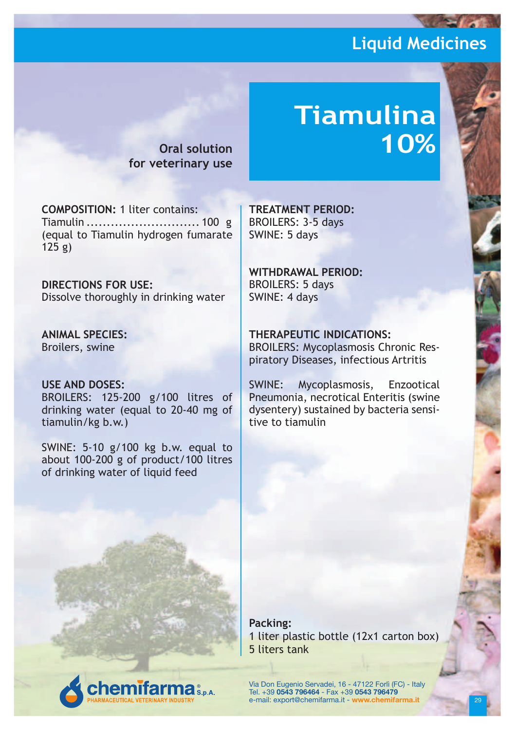# Liquid Medicines

## Tiamulina 10%

**Oral solution for veterinary use**

**COMPOSITION:** 1 liter contains:
Tiamulin ............................ 100 g
(equal to Tiamulin hydrogen fumarate 125 g)

**DIRECTIONS FOR USE:**
Dissolve thoroughly in drinking water

**ANIMAL SPECIES:**
Broilers, swine

**USE AND DOSES:**
BROILERS: 125-200 g/100 litres of drinking water (equal to 20-40 mg of tiamulin/kg b.w.)

SWINE: 5-10 g/100 kg b.w. equal to about 100-200 g of product/100 litres of drinking water of liquid feed

**TREATMENT PERIOD:**
BROILERS: 3-5 days
SWINE: 5 days

**WITHDRAWAL PERIOD:**
BROILERS: 5 days
SWINE: 4 days

**THERAPEUTIC INDICATIONS:**
BROILERS: Mycoplasmosis Chronic Respiratory Diseases, infectious Artritis

SWINE: Mycoplasmosis, Enzootical Pneumonia, necrotical Enteritis (swine dysentery) sustained by bacteria sensitive to tiamulin

**Packing:**
1 liter plastic bottle (12x1 carton box)
5 liters tank

chemifarma® S.p.A.
PHARMACEUTICAL VETERINARY INDUSTRY

Via Don Eugenio Servadei, 16 - 47122 Forlì (FC) - Italy
Tel. +39 **0543 796464** - Fax +39 **0543 796479**
e-mail: export@chemifarma.it - **www.chemifarma.it**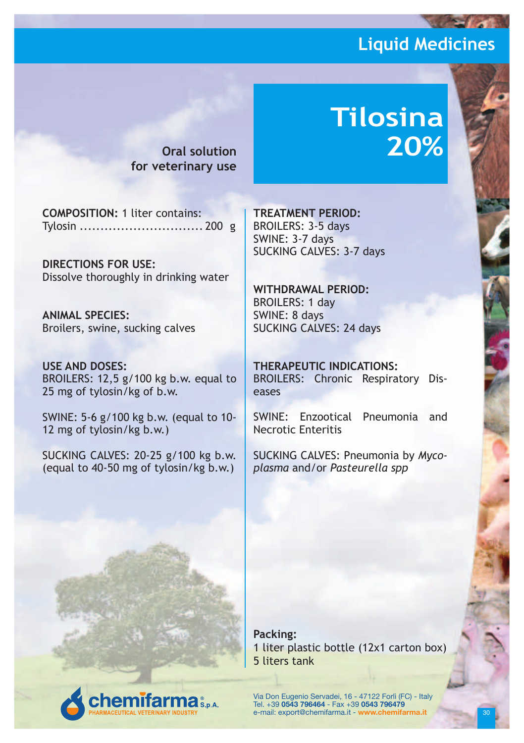## Liquid Medicines

# Tilosina 20%

**Oral solution for veterinary use**

**COMPOSITION:** 1 liter contains:
Tylosin .............................. 200 g

**DIRECTIONS FOR USE:**
Dissolve thoroughly in drinking water

**ANIMAL SPECIES:**
Broilers, swine, sucking calves

**USE AND DOSES:**
BROILERS: 12,5 g/100 kg b.w. equal to 25 mg of tylosin/kg of b.w.

SWINE: 5-6 g/100 kg b.w. (equal to 10-12 mg of tylosin/kg b.w.)

SUCKING CALVES: 20-25 g/100 kg b.w. (equal to 40-50 mg of tylosin/kg b.w.)

**TREATMENT PERIOD:**
BROILERS: 3-5 days
SWINE: 3-7 days
SUCKING CALVES: 3-7 days

**WITHDRAWAL PERIOD:**
BROILERS: 1 day
SWINE: 8 days
SUCKING CALVES: 24 days

**THERAPEUTIC INDICATIONS:**
BROILERS: Chronic Respiratory Diseases

SWINE: Enzootical Pneumonia and Necrotic Enteritis

SUCKING CALVES: Pneumonia by *Mycoplasma* and/or *Pasteurella spp*

**Packing:**
1 liter plastic bottle (12x1 carton box)
5 liters tank

chemifarma® S.p.A.
PHARMACEUTICAL VETERINARY INDUSTRY

Via Don Eugenio Servadei, 16 - 47122 Forlì (FC) - Italy
Tel. +39 **0543 796464** - Fax +39 **0543 796479**
e-mail: export@chemifarma.it - **www.chemifarma.it**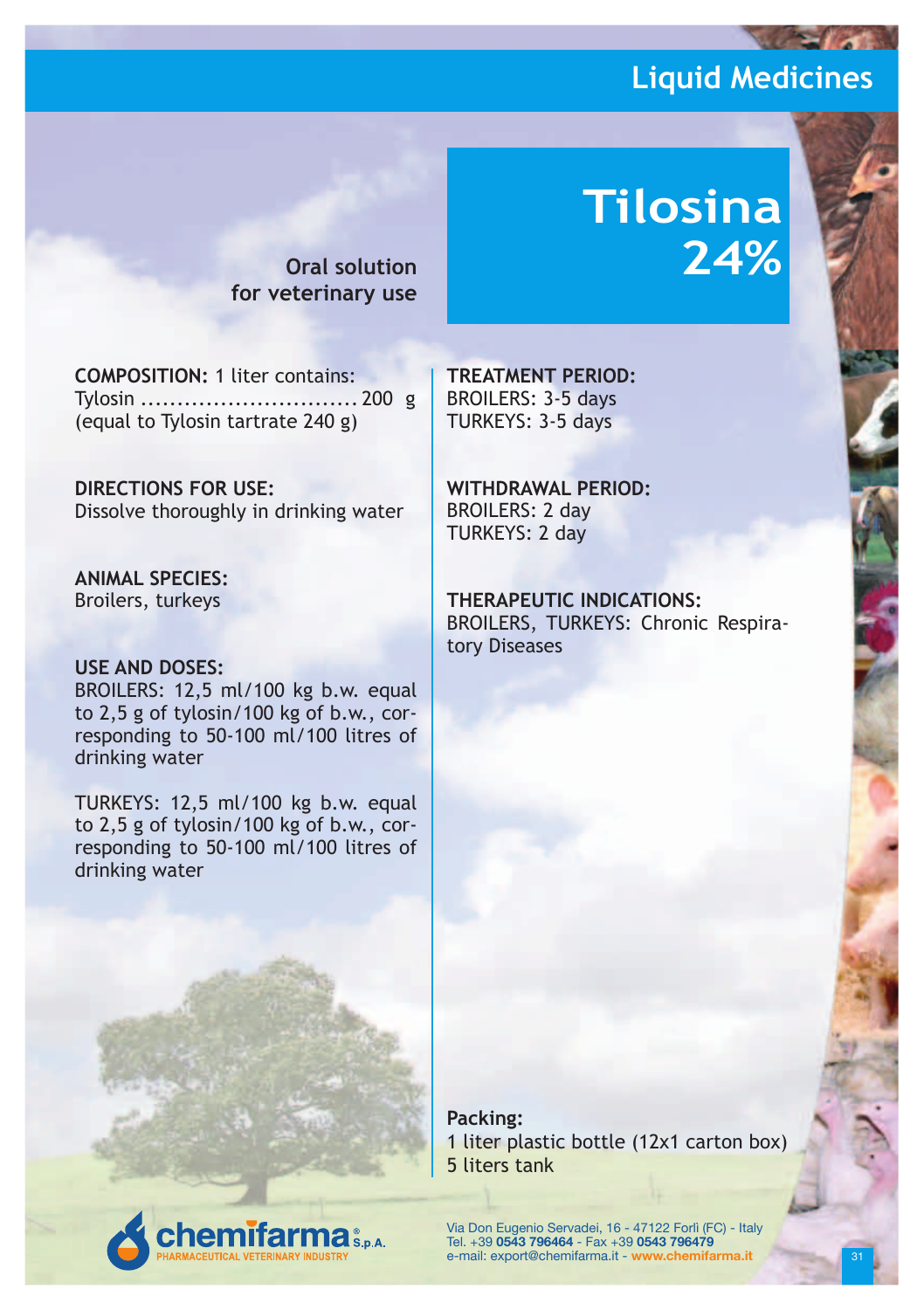# Tilosina 24%

**Oral solution for veterinary use**

**COMPOSITION:** 1 liter contains:
Tylosin .............................. 200 g
(equal to Tylosin tartrate 240 g)

**DIRECTIONS FOR USE:**
Dissolve thoroughly in drinking water

**ANIMAL SPECIES:**
Broilers, turkeys

**USE AND DOSES:**
BROILERS: 12,5 ml/100 kg b.w. equal to 2,5 g of tylosin/100 kg of b.w., corresponding to 50-100 ml/100 litres of drinking water

TURKEYS: 12,5 ml/100 kg b.w. equal to 2,5 g of tylosin/100 kg of b.w., corresponding to 50-100 ml/100 litres of drinking water

**TREATMENT PERIOD:**
BROILERS: 3-5 days
TURKEYS: 3-5 days

**WITHDRAWAL PERIOD:**
BROILERS: 2 day
TURKEYS: 2 day

**THERAPEUTIC INDICATIONS:**
BROILERS, TURKEYS: Chronic Respiratory Diseases

**Packing:**
1 liter plastic bottle (12x1 carton box)
5 liters tank

chemifarma S.p.A.
PHARMACEUTICAL VETERINARY INDUSTRY

Via Don Eugenio Servadei, 16 - 47122 Forlì (FC) - Italy
Tel. +39 **0543 796464** - Fax +39 **0543 796479**
e-mail: export@chemifarma.it - **www.chemifarma.it**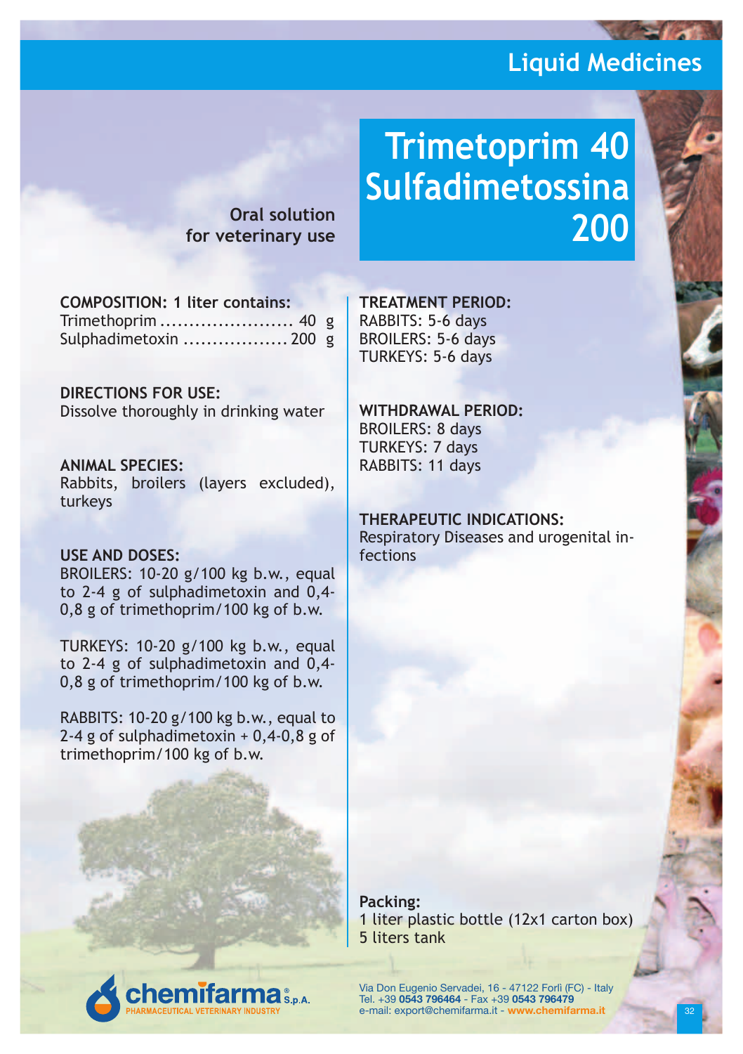# Trimetoprim 40 Sulfadimetossina 200

**Oral solution for veterinary use**

**COMPOSITION: 1 liter contains:**
Trimethoprim ....................... 40 g
Sulphadimetoxin .................. 200 g

**DIRECTIONS FOR USE:**
Dissolve thoroughly in drinking water

**ANIMAL SPECIES:**
Rabbits, broilers (layers excluded), turkeys

**USE AND DOSES:**
BROILERS: 10-20 g/100 kg b.w., equal to 2-4 g of sulphadimetoxin and 0,4-0,8 g of trimethoprim/100 kg of b.w.

TURKEYS: 10-20 g/100 kg b.w., equal to 2-4 g of sulphadimetoxin and 0,4-0,8 g of trimethoprim/100 kg of b.w.

RABBITS: 10-20 g/100 kg b.w., equal to 2-4 g of sulphadimetoxin + 0,4-0,8 g of trimethoprim/100 kg of b.w.

**TREATMENT PERIOD:**
RABBITS: 5-6 days
BROILERS: 5-6 days
TURKEYS: 5-6 days

**WITHDRAWAL PERIOD:**
BROILERS: 8 days
TURKEYS: 7 days
RABBITS: 11 days

**THERAPEUTIC INDICATIONS:**
Respiratory Diseases and urogenital infections

**Packing:**
1 liter plastic bottle (12x1 carton box)
5 liters tank

chemifarma S.p.A. PHARMACEUTICAL VETERINARY INDUSTRY

Via Don Eugenio Servadei, 16 - 47122 Forlì (FC) - Italy
Tel. +39 **0543 796464** - Fax +39 **0543 796479**
e-mail: export@chemifarma.it - **www.chemifarma.it**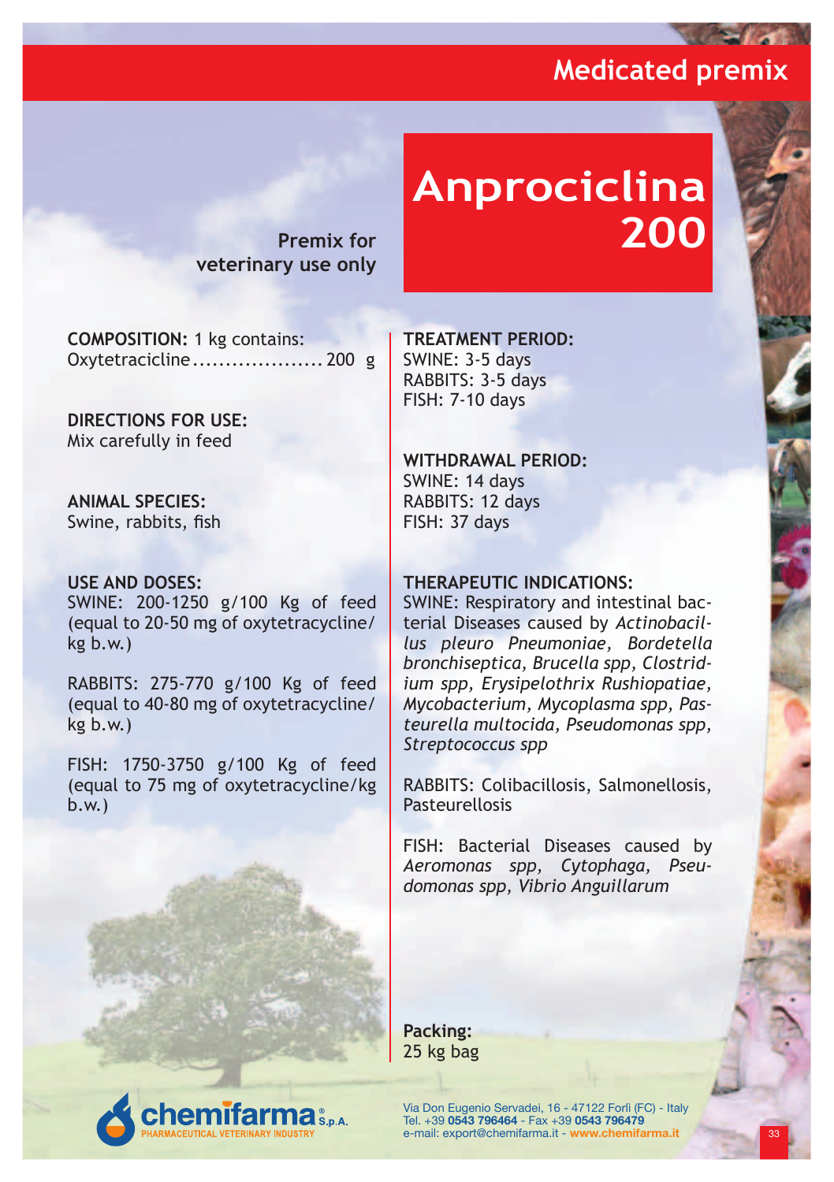# Medicated premix

## Anprociclina 200

**Premix for veterinary use only**

**COMPOSITION:** 1 kg contains:
Oxytetracicline.................... 200 g

**DIRECTIONS FOR USE:**
Mix carefully in feed

**ANIMAL SPECIES:**
Swine, rabbits, fish

**USE AND DOSES:**
SWINE: 200-1250 g/100 Kg of feed (equal to 20-50 mg of oxytetracycline/kg b.w.)

RABBITS: 275-770 g/100 Kg of feed (equal to 40-80 mg of oxytetracycline/kg b.w.)

FISH: 1750-3750 g/100 Kg of feed (equal to 75 mg of oxytetracycline/kg b.w.)

**TREATMENT PERIOD:**
SWINE: 3-5 days
RABBITS: 3-5 days
FISH: 7-10 days

**WITHDRAWAL PERIOD:**
SWINE: 14 days
RABBITS: 12 days
FISH: 37 days

**THERAPEUTIC INDICATIONS:**
SWINE: Respiratory and intestinal bacterial Diseases caused by *Actinobacillus pleuro Pneumoniae, Bordetella bronchiseptica, Brucella spp, Clostridium spp, Erysipelothrix Rushiopatiae, Mycobacterium, Mycoplasma spp, Pasteurella multocida, Pseudomonas spp, Streptococcus spp*

RABBITS: Colibacillosis, Salmonellosis, Pasteurellosis

FISH: Bacterial Diseases caused by *Aeromonas spp, Cytophaga, Pseudomonas spp, Vibrio Anguillarum*

**Packing:**
25 kg bag

chemifarma® S.p.A.
PHARMACEUTICAL VETERINARY INDUSTRY

Via Don Eugenio Servadei, 16 - 47122 Forlì (FC) - Italy
Tel. +39 **0543 796464** - Fax +39 **0543 796479**
e-mail: export@chemifarma.it - **www.chemifarma.it**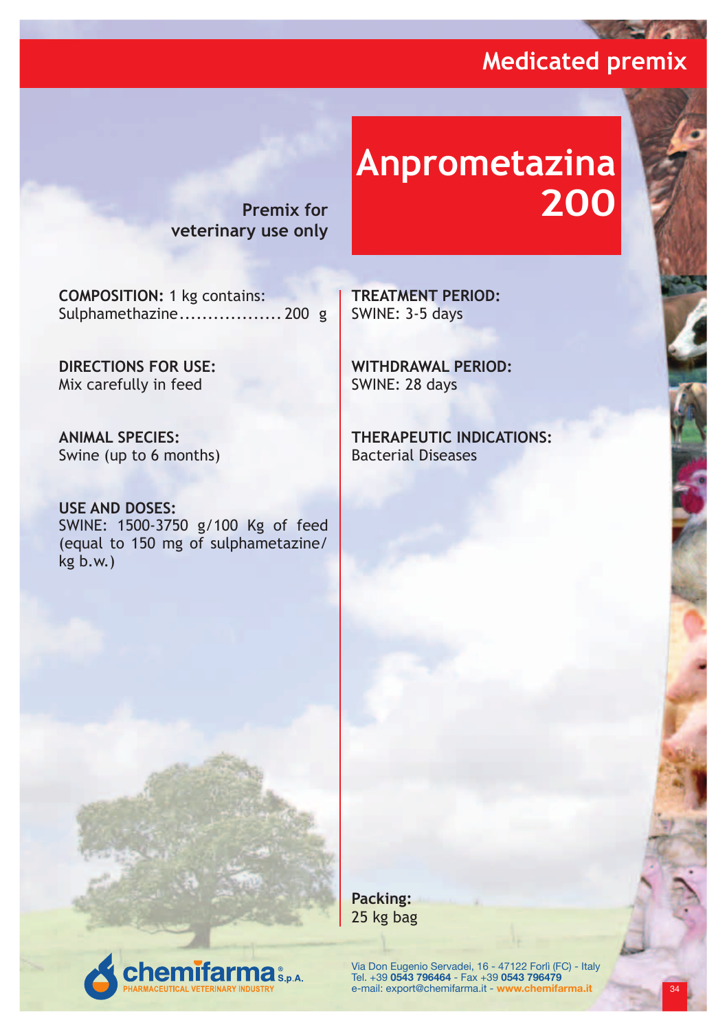# Medicated premix

## Anprometazina 200

**Premix for veterinary use only**

**COMPOSITION:** 1 kg contains:
Sulphamethazine.................. 200 g

**DIRECTIONS FOR USE:**
Mix carefully in feed

**ANIMAL SPECIES:**
Swine (up to 6 months)

**USE AND DOSES:**
SWINE: 1500-3750 g/100 Kg of feed (equal to 150 mg of sulphametazine/ kg b.w.)

**TREATMENT PERIOD:**
SWINE: 3-5 days

**WITHDRAWAL PERIOD:**
SWINE: 28 days

**THERAPEUTIC INDICATIONS:**
Bacterial Diseases

**Packing:**
25 kg bag

chemifarma® S.p.A.
PHARMACEUTICAL VETERINARY INDUSTRY

Via Don Eugenio Servadei, 16 - 47122 Forlì (FC) - Italy
Tel. +39 **0543 796464** - Fax +39 **0543 796479**
e-mail: export@chemifarma.it - **www.chemifarma.it**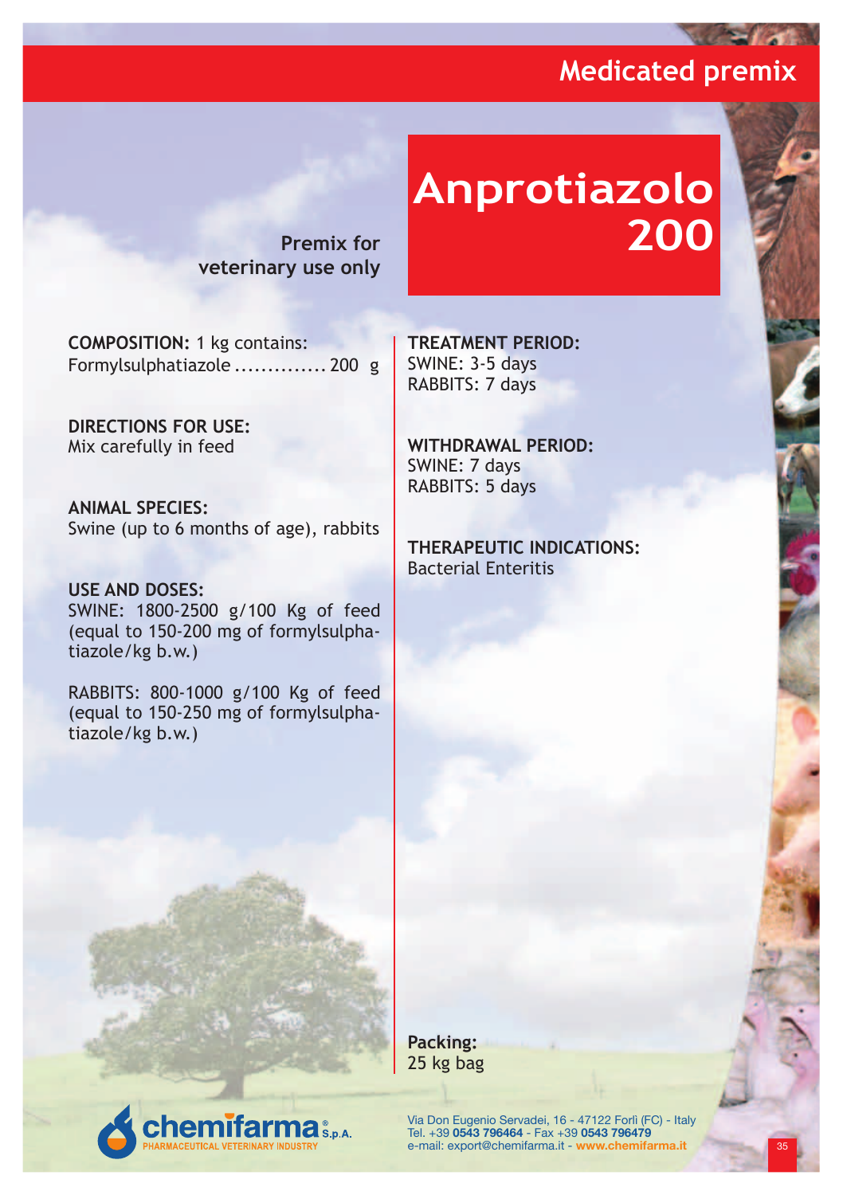Medicated premix

# Anprotiazolo 200

**Premix for veterinary use only**

**COMPOSITION:** 1 kg contains:
Formylsulphatiazole .............. 200 g

**DIRECTIONS FOR USE:**
Mix carefully in feed

**ANIMAL SPECIES:**
Swine (up to 6 months of age), rabbits

**USE AND DOSES:**
SWINE: 1800-2500 g/100 Kg of feed (equal to 150-200 mg of formylsulphatiazole/kg b.w.)

RABBITS: 800-1000 g/100 Kg of feed (equal to 150-250 mg of formylsulphatiazole/kg b.w.)

**TREATMENT PERIOD:**
SWINE: 3-5 days
RABBITS: 7 days

**WITHDRAWAL PERIOD:**
SWINE: 7 days
RABBITS: 5 days

**THERAPEUTIC INDICATIONS:**
Bacterial Enteritis

**Packing:**
25 kg bag

chemifarma® S.p.A.
PHARMACEUTICAL VETERINARY INDUSTRY

Via Don Eugenio Servadei, 16 - 47122 Forlì (FC) - Italy
Tel. +39 **0543 796464** - Fax +39 **0543 796479**
e-mail: export@chemifarma.it - **www.chemifarma.it**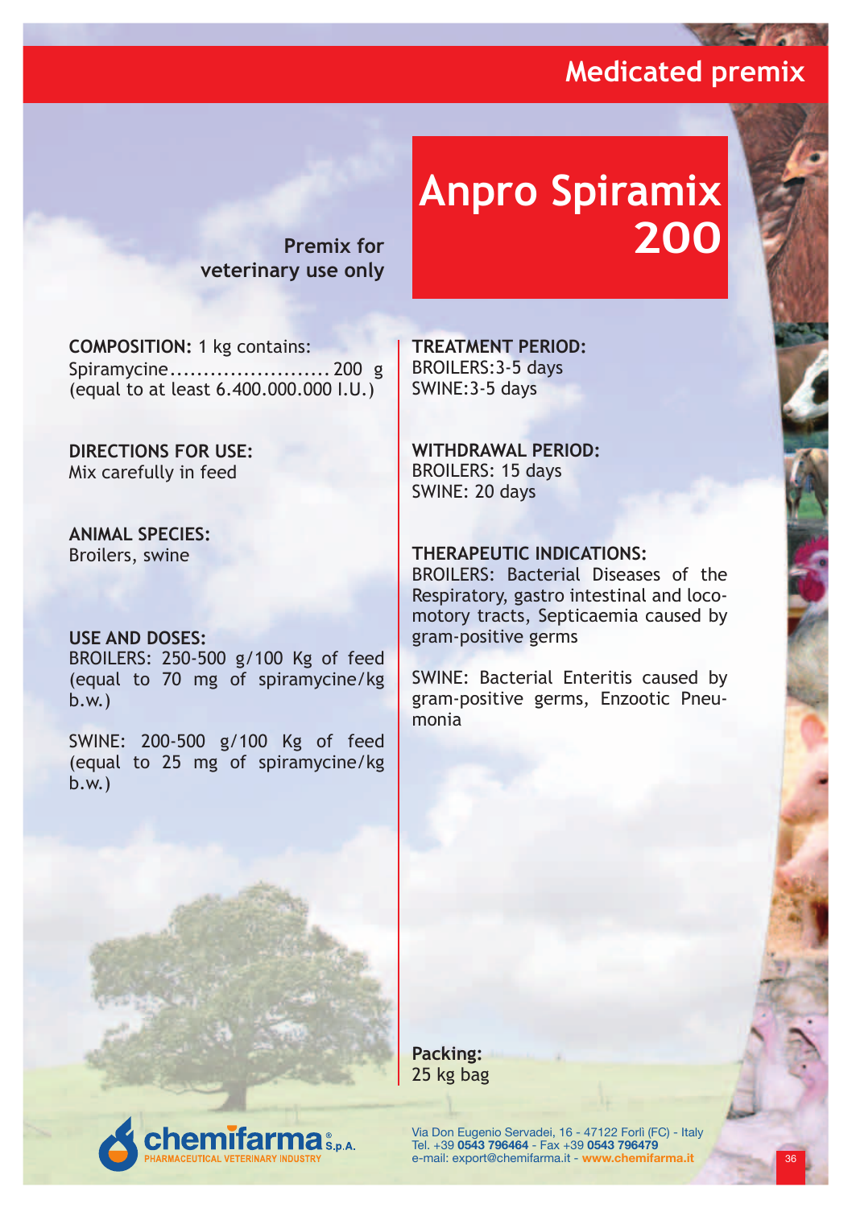# Medicated premix

## Anpro Spiramix 200

**Premix for veterinary use only**

**COMPOSITION:** 1 kg contains:
Spiramycine........................ 200 g
(equal to at least 6.400.000.000 I.U.)

**DIRECTIONS FOR USE:**
Mix carefully in feed

**ANIMAL SPECIES:**
Broilers, swine

**USE AND DOSES:**
BROILERS: 250-500 g/100 Kg of feed (equal to 70 mg of spiramycine/kg b.w.)

SWINE: 200-500 g/100 Kg of feed (equal to 25 mg of spiramycine/kg b.w.)

**TREATMENT PERIOD:**
BROILERS:3-5 days
SWINE:3-5 days

**WITHDRAWAL PERIOD:**
BROILERS: 15 days
SWINE: 20 days

**THERAPEUTIC INDICATIONS:**
BROILERS: Bacterial Diseases of the Respiratory, gastro intestinal and locomotory tracts, Septicaemia caused by gram-positive germs

SWINE: Bacterial Enteritis caused by gram-positive germs, Enzootic Pneumonia

**Packing:**
25 kg bag

chemifarma® S.p.A.
PHARMACEUTICAL VETERINARY INDUSTRY

Via Don Eugenio Servadei, 16 - 47122 Forlì (FC) - Italy
Tel. +39 **0543 796464** - Fax +39 **0543 796479**
e-mail: export@chemifarma.it - **www.chemifarma.it**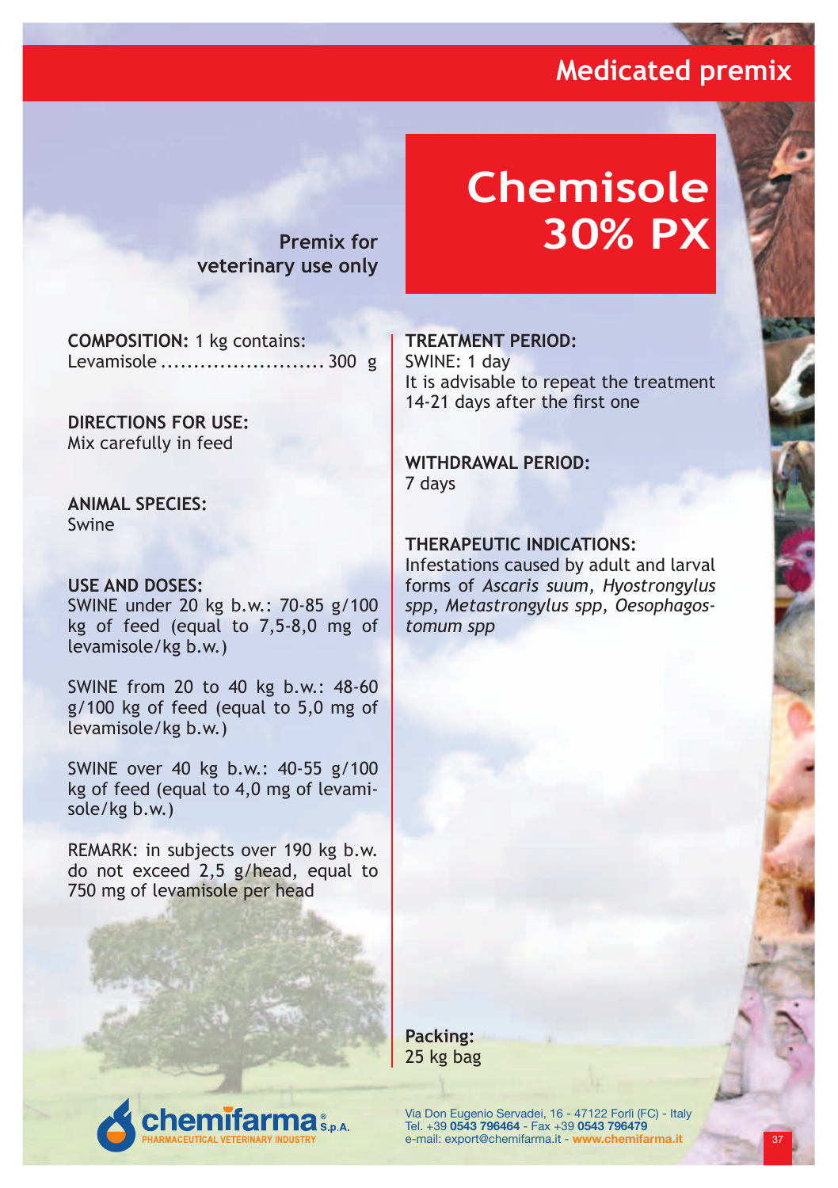# Chemisole 30% PX

**Premix for veterinary use only**

**COMPOSITION:** 1 kg contains:
Levamisole ......................... 300 g

**DIRECTIONS FOR USE:**
Mix carefully in feed

**ANIMAL SPECIES:**
Swine

**USE AND DOSES:**
SWINE under 20 kg b.w.: 70-85 g/100 kg of feed (equal to 7,5-8,0 mg of levamisole/kg b.w.)

SWINE from 20 to 40 kg b.w.: 48-60 g/100 kg of feed (equal to 5,0 mg of levamisole/kg b.w.)

SWINE over 40 kg b.w.: 40-55 g/100 kg of feed (equal to 4,0 mg of levamisole/kg b.w.)

REMARK: in subjects over 190 kg b.w. do not exceed 2,5 g/head, equal to 750 mg of levamisole per head

**TREATMENT PERIOD:**
SWINE: 1 day
It is advisable to repeat the treatment 14-21 days after the first one

**WITHDRAWAL PERIOD:**
7 days

**THERAPEUTIC INDICATIONS:**
Infestations caused by adult and larval forms of *Ascaris suum, Hyostrongylus spp, Metastrongylus spp, Oesophagostomum spp*

**Packing:**
25 kg bag

chemifarma S.p.A.
PHARMACEUTICAL VETERINARY INDUSTRY

Via Don Eugenio Servadei, 16 - 47122 Forlì (FC) - Italy
Tel. +39 **0543 796464** - Fax +39 **0543 796479**
e-mail: export@chemifarma.it - **www.chemifarma.it**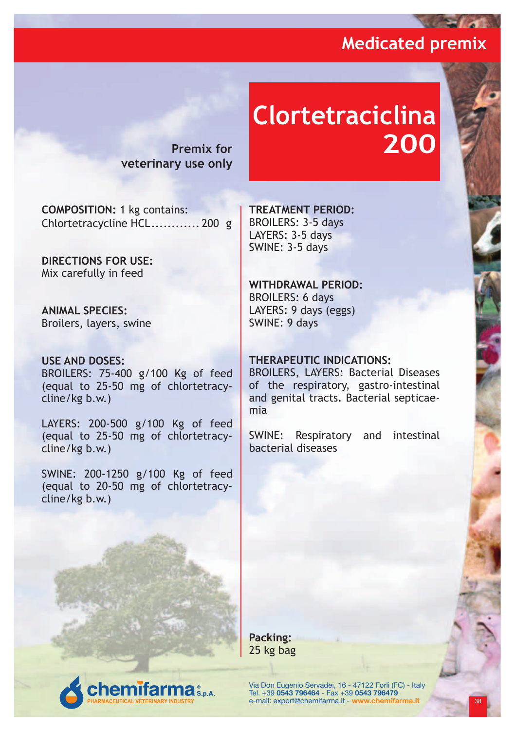# Medicated premix

# Clortetraciclina 200

**Premix for veterinary use only**

**COMPOSITION:** 1 kg contains:
Chlortetracycline HCL............ 200 g

**DIRECTIONS FOR USE:**
Mix carefully in feed

**ANIMAL SPECIES:**
Broilers, layers, swine

**USE AND DOSES:**
BROILERS: 75-400 g/100 Kg of feed (equal to 25-50 mg of chlortetracycline/kg b.w.)

LAYERS: 200-500 g/100 Kg of feed (equal to 25-50 mg of chlortetracycline/kg b.w.)

SWINE: 200-1250 g/100 Kg of feed (equal to 20-50 mg of chlortetracycline/kg b.w.)

**TREATMENT PERIOD:**
BROILERS: 3-5 days
LAYERS: 3-5 days
SWINE: 3-5 days

**WITHDRAWAL PERIOD:**
BROILERS: 6 days
LAYERS: 9 days (eggs)
SWINE: 9 days

**THERAPEUTIC INDICATIONS:**
BROILERS, LAYERS: Bacterial Diseases of the respiratory, gastro-intestinal and genital tracts. Bacterial septicaemia

SWINE: Respiratory and intestinal bacterial diseases

**Packing:**
25 kg bag

chemifarma® S.p.A.
PHARMACEUTICAL VETERINARY INDUSTRY

Via Don Eugenio Servadei, 16 - 47122 Forlì (FC) - Italy
Tel. +39 **0543 796464** - Fax +39 **0543 796479**
e-mail: export@chemifarma.it - **www.chemifarma.it**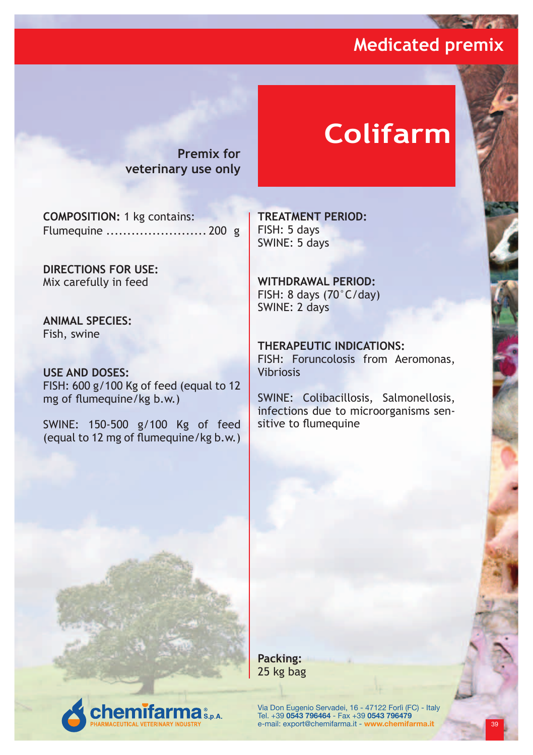# Medicated premix

## Colifarm

**Premix for veterinary use only**

**COMPOSITION:** 1 kg contains:
Flumequine ........................ 200 g

**DIRECTIONS FOR USE:**
Mix carefully in feed

**ANIMAL SPECIES:**
Fish, swine

**USE AND DOSES:**
FISH: 600 g/100 Kg of feed (equal to 12 mg of flumequine/kg b.w.)

SWINE: 150-500 g/100 Kg of feed (equal to 12 mg of flumequine/kg b.w.)

**TREATMENT PERIOD:**
FISH: 5 days
SWINE: 5 days

**WITHDRAWAL PERIOD:**
FISH: 8 days (70°C/day)
SWINE: 2 days

**THERAPEUTIC INDICATIONS:**
FISH: Foruncolosis from Aeromonas, Vibriosis

SWINE: Colibacillosis, Salmonellosis, infections due to microorganisms sensitive to flumequine

**Packing:**
25 kg bag

chemifarma® S.p.A.
PHARMACEUTICAL VETERINARY INDUSTRY

Via Don Eugenio Servadei, 16 - 47122 Forlì (FC) - Italy
Tel. +39 **0543 796464** - Fax +39 **0543 796479**
e-mail: export@chemifarma.it - **www.chemifarma.it**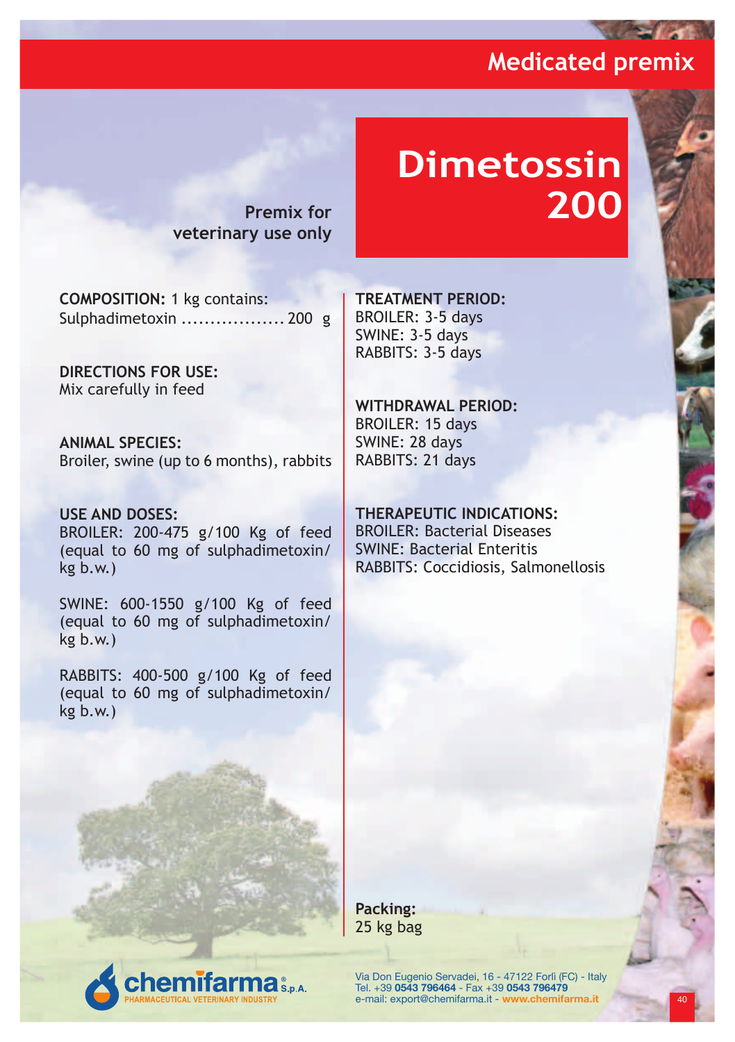Medicated premix

# Dimetossin 200

**Premix for veterinary use only**

**COMPOSITION:** 1 kg contains:
Sulphadimetoxin .................. 200 g

**DIRECTIONS FOR USE:**
Mix carefully in feed

**ANIMAL SPECIES:**
Broiler, swine (up to 6 months), rabbits

**USE AND DOSES:**
BROILER: 200-475 g/100 Kg of feed (equal to 60 mg of sulphadimetoxin/kg b.w.)

SWINE: 600-1550 g/100 Kg of feed (equal to 60 mg of sulphadimetoxin/kg b.w.)

RABBITS: 400-500 g/100 Kg of feed (equal to 60 mg of sulphadimetoxin/kg b.w.)

**TREATMENT PERIOD:**
BROILER: 3-5 days
SWINE: 3-5 days
RABBITS: 3-5 days

**WITHDRAWAL PERIOD:**
BROILER: 15 days
SWINE: 28 days
RABBITS: 21 days

**THERAPEUTIC INDICATIONS:**
BROILER: Bacterial Diseases
SWINE: Bacterial Enteritis
RABBITS: Coccidiosis, Salmonellosis

**Packing:**
25 kg bag

chemifarma® S.p.A.
PHARMACEUTICAL VETERINARY INDUSTRY

Via Don Eugenio Servadei, 16 - 47122 Forlì (FC) - Italy
Tel. +39 **0543 796464** - Fax +39 **0543 796479**
e-mail: export@chemifarma.it - **www.chemifarma.it**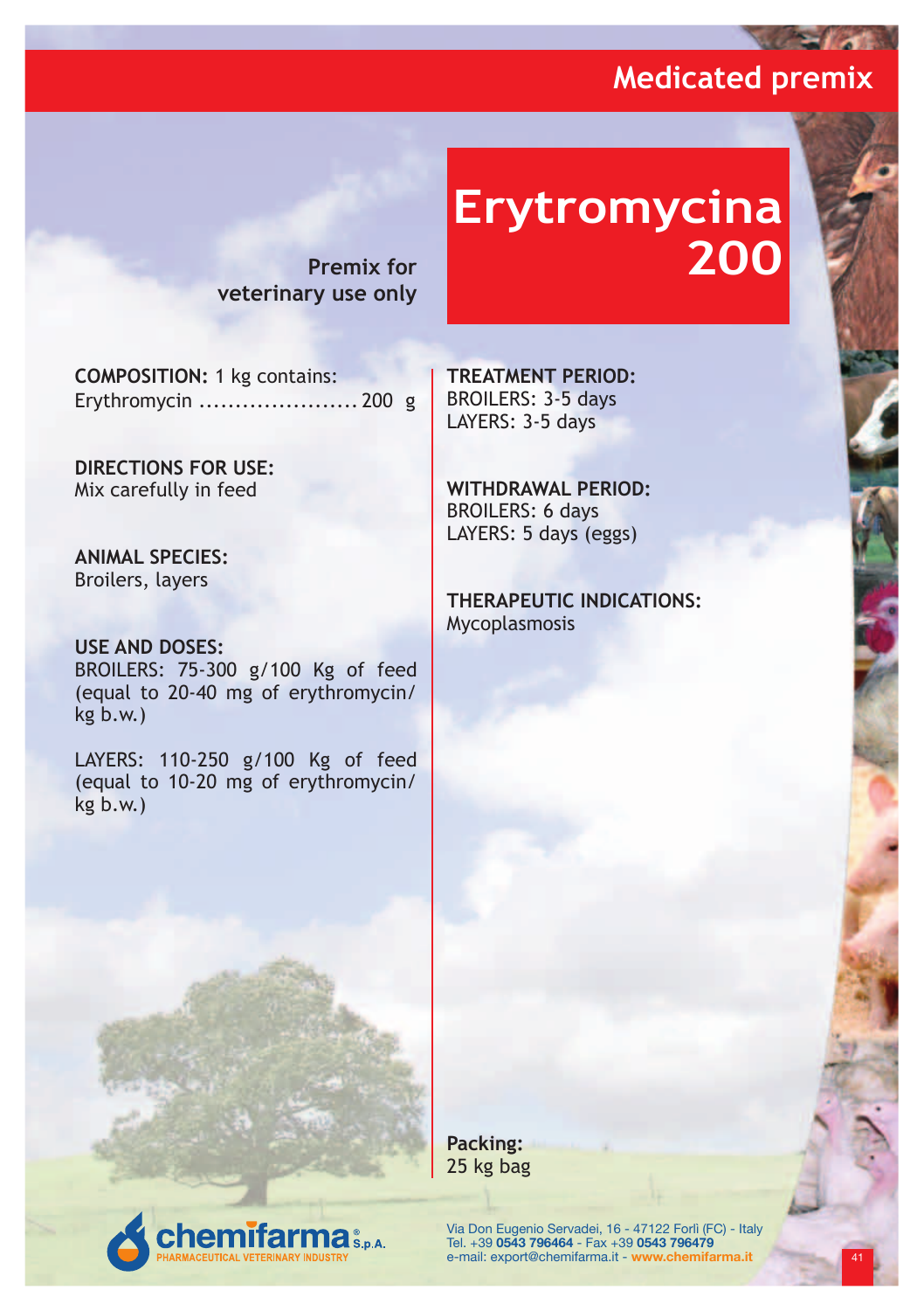Medicated premix

# Erytromycina 200

**Premix for veterinary use only**

**COMPOSITION:** 1 kg contains:
Erythromycin ...................... 200 g

**DIRECTIONS FOR USE:**
Mix carefully in feed

**ANIMAL SPECIES:**
Broilers, layers

**USE AND DOSES:**
BROILERS: 75-300 g/100 Kg of feed (equal to 20-40 mg of erythromycin/kg b.w.)

LAYERS: 110-250 g/100 Kg of feed (equal to 10-20 mg of erythromycin/kg b.w.)

**TREATMENT PERIOD:**
BROILERS: 3-5 days
LAYERS: 3-5 days

**WITHDRAWAL PERIOD:**
BROILERS: 6 days
LAYERS: 5 days (eggs)

**THERAPEUTIC INDICATIONS:**
Mycoplasmosis

**Packing:**
25 kg bag

chemifarma® S.p.A.
PHARMACEUTICAL VETERINARY INDUSTRY

Via Don Eugenio Servadei, 16 - 47122 Forlì (FC) - Italy
Tel. +39 **0543 796464** - Fax +39 **0543 796479**
e-mail: export@chemifarma.it - **www.chemifarma.it**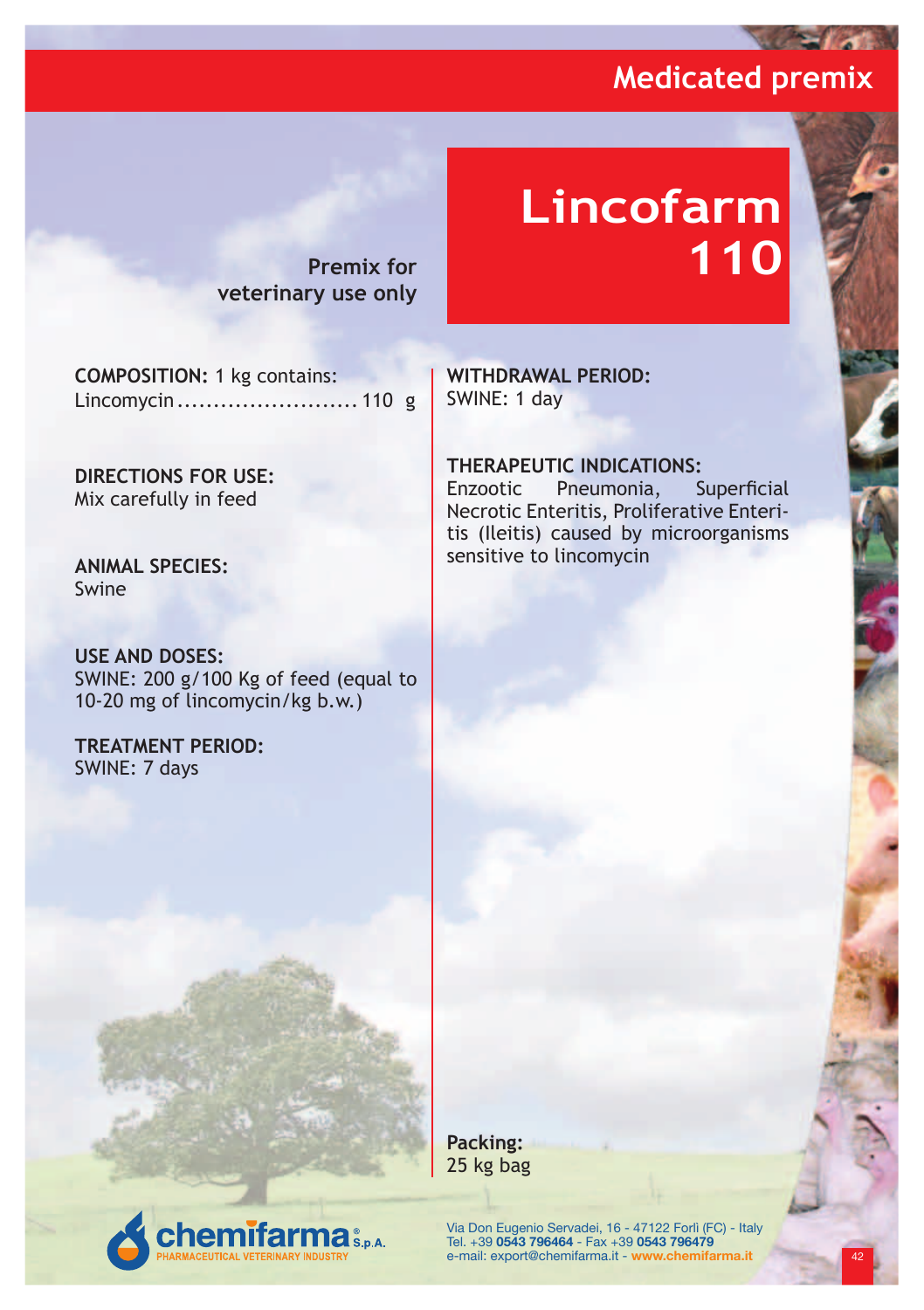Medicated premix

# Lincofarm 110

**Premix for veterinary use only**

**COMPOSITION:** 1 kg contains:
Lincomycin......................... 110 g

**DIRECTIONS FOR USE:**
Mix carefully in feed

**ANIMAL SPECIES:**
Swine

**USE AND DOSES:**
SWINE: 200 g/100 Kg of feed (equal to 10-20 mg of lincomycin/kg b.w.)

**TREATMENT PERIOD:**
SWINE: 7 days

**WITHDRAWAL PERIOD:**
SWINE: 1 day

**THERAPEUTIC INDICATIONS:**
Enzootic Pneumonia, Superficial Necrotic Enteritis, Proliferative Enteritis (Ileitis) caused by microorganisms sensitive to lincomycin

**Packing:**
25 kg bag

chemifarma S.p.A.
PHARMACEUTICAL VETERINARY INDUSTRY

Via Don Eugenio Servadei, 16 - 47122 Forlì (FC) - Italy
Tel. +39 **0543 796464** - Fax +39 **0543 796479**
e-mail: export@chemifarma.it - **www.chemifarma.it**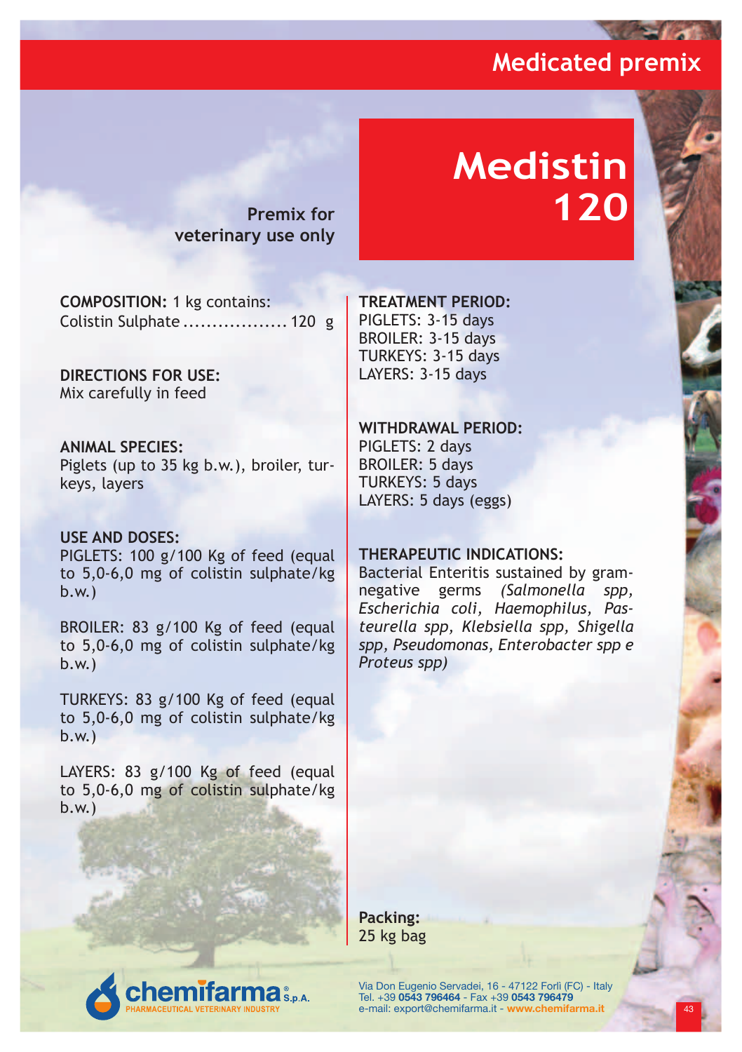Medicated premix

# Medistin 120

**Premix for veterinary use only**

**COMPOSITION:** 1 kg contains:
Colistin Sulphate .................. 120 g

**DIRECTIONS FOR USE:**
Mix carefully in feed

**ANIMAL SPECIES:**
Piglets (up to 35 kg b.w.), broiler, turkeys, layers

**USE AND DOSES:**
PIGLETS: 100 g/100 Kg of feed (equal to 5,0-6,0 mg of colistin sulphate/kg b.w.)

BROILER: 83 g/100 Kg of feed (equal to 5,0-6,0 mg of colistin sulphate/kg b.w.)

TURKEYS: 83 g/100 Kg of feed (equal to 5,0-6,0 mg of colistin sulphate/kg b.w.)

LAYERS: 83 g/100 Kg of feed (equal to 5,0-6,0 mg of colistin sulphate/kg b.w.)

**TREATMENT PERIOD:**
PIGLETS: 3-15 days
BROILER: 3-15 days
TURKEYS: 3-15 days
LAYERS: 3-15 days

**WITHDRAWAL PERIOD:**
PIGLETS: 2 days
BROILER: 5 days
TURKEYS: 5 days
LAYERS: 5 days (eggs)

**THERAPEUTIC INDICATIONS:**
Bacterial Enteritis sustained by gram-negative germs *(Salmonella spp, Escherichia coli, Haemophilus, Pasteurella spp, Klebsiella spp, Shigella spp, Pseudomonas, Enterobacter spp e Proteus spp)*

**Packing:**
25 kg bag

chemifarma® S.p.A.
PHARMACEUTICAL VETERINARY INDUSTRY

Via Don Eugenio Servadei, 16 - 47122 Forlì (FC) - Italy
Tel. +39 **0543 796464** - Fax +39 **0543 796479**
e-mail: export@chemifarma.it - **www.chemifarma.it**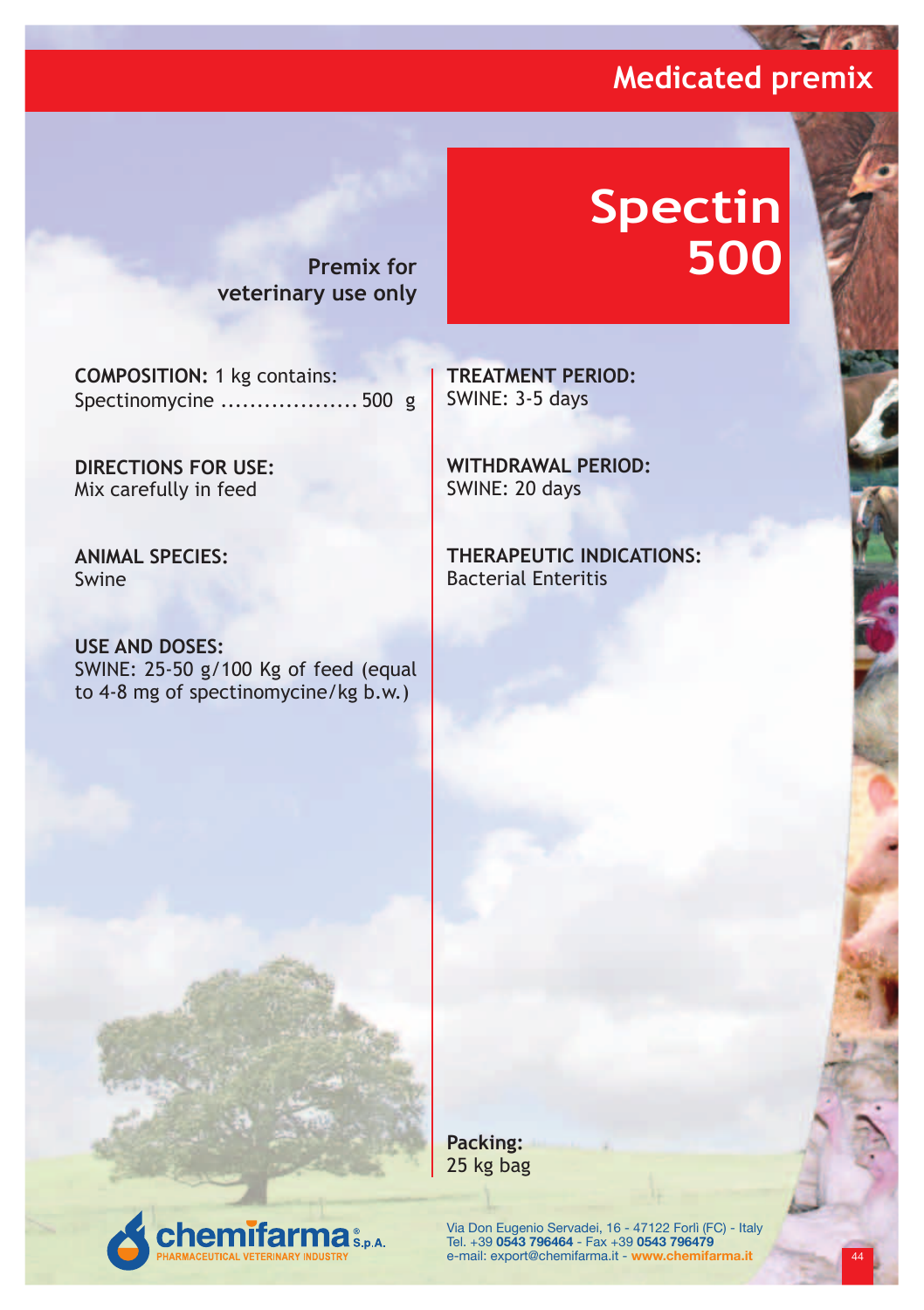## Medicated premix

# Spectin 500

**Premix for veterinary use only**

**COMPOSITION:** 1 kg contains:
Spectinomycine .................. 500 g

**DIRECTIONS FOR USE:**
Mix carefully in feed

**ANIMAL SPECIES:**
Swine

**USE AND DOSES:**
SWINE: 25-50 g/100 Kg of feed (equal to 4-8 mg of spectinomycine/kg b.w.)

**TREATMENT PERIOD:**
SWINE: 3-5 days

**WITHDRAWAL PERIOD:**
SWINE: 20 days

**THERAPEUTIC INDICATIONS:**
Bacterial Enteritis

**Packing:**
25 kg bag

chemifarma S.p.A.
PHARMACEUTICAL VETERINARY INDUSTRY

Via Don Eugenio Servadei, 16 - 47122 Forlì (FC) - Italy
Tel. +39 **0543 796464** - Fax +39 **0543 796479**
e-mail: export@chemifarma.it - **www.chemifarma.it**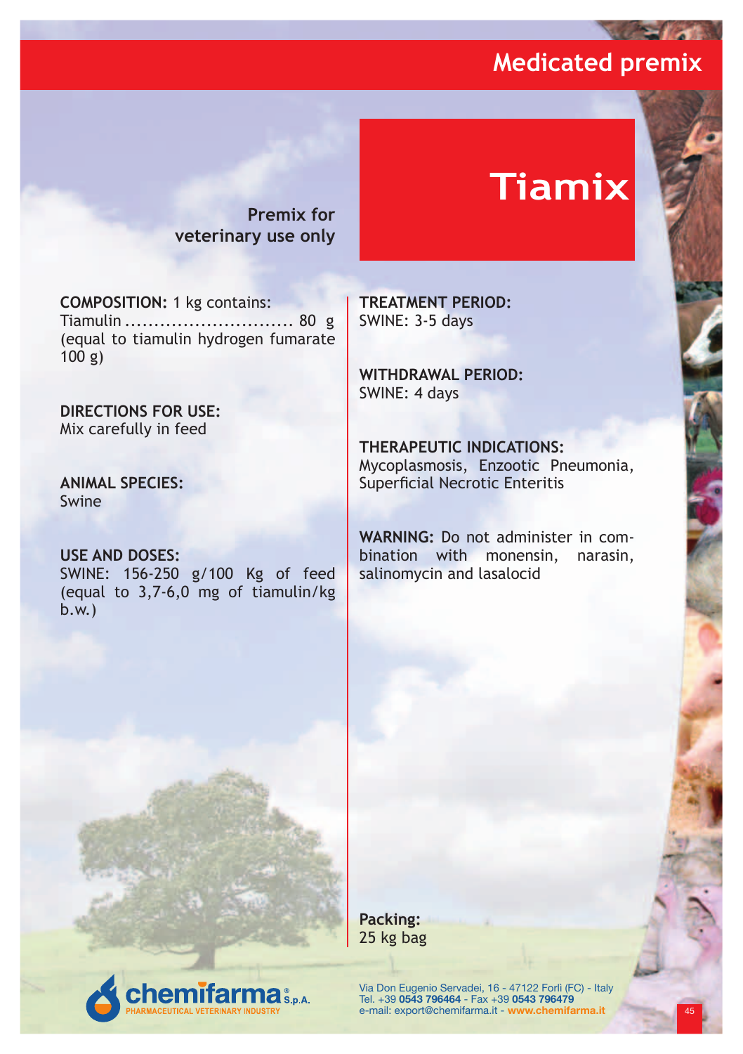Medicated premix

# Tiamix

**Premix for veterinary use only**

**COMPOSITION:** 1 kg contains:
Tiamulin ............................. 80 g
(equal to tiamulin hydrogen fumarate 100 g)

**DIRECTIONS FOR USE:**
Mix carefully in feed

**ANIMAL SPECIES:**
Swine

**USE AND DOSES:**
SWINE: 156-250 g/100 Kg of feed (equal to 3,7-6,0 mg of tiamulin/kg b.w.)

**TREATMENT PERIOD:**
SWINE: 3-5 days

**WITHDRAWAL PERIOD:**
SWINE: 4 days

**THERAPEUTIC INDICATIONS:**
Mycoplasmosis, Enzootic Pneumonia, Superficial Necrotic Enteritis

**WARNING:** Do not administer in combination with monensin, narasin, salinomycin and lasalocid

**Packing:**
25 kg bag

chemifarma® S.p.A.
PHARMACEUTICAL VETERINARY INDUSTRY

Via Don Eugenio Servadei, 16 - 47122 Forlì (FC) - Italy
Tel. +39 **0543 796464** - Fax +39 **0543 796479**
e-mail: export@chemifarma.it - **www.chemifarma.it**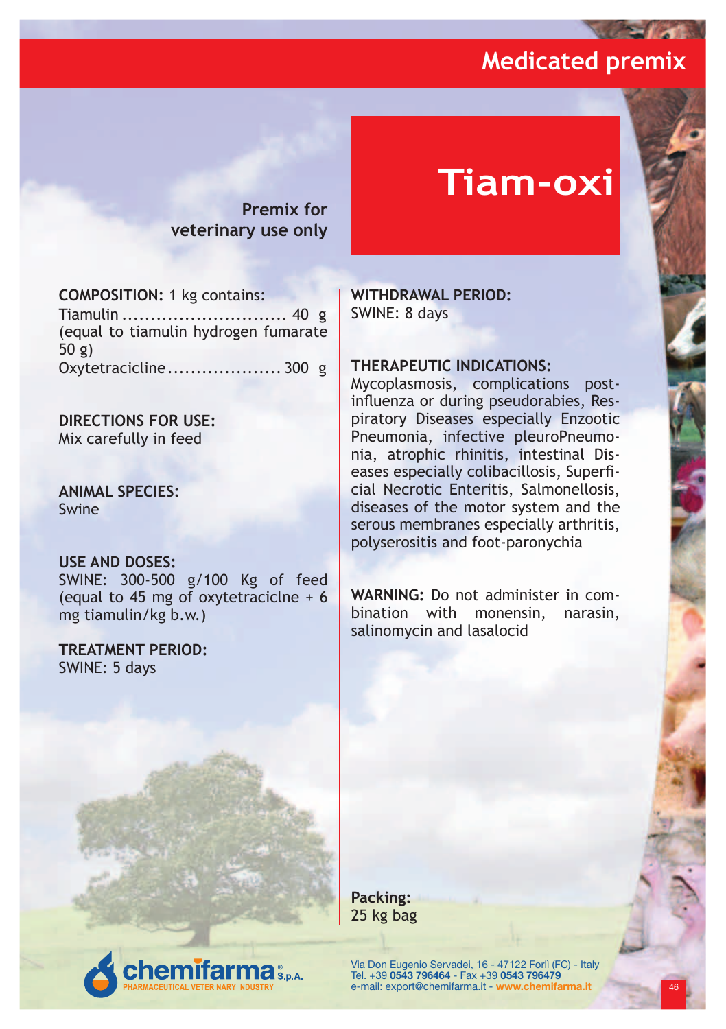Medicated premix

# Tiam-oxi

**Premix for veterinary use only**

**COMPOSITION:** 1 kg contains:
Tiamulin ............................ 40 g
(equal to tiamulin hydrogen fumarate 50 g)
Oxytetracicline .................... 300 g

**DIRECTIONS FOR USE:**
Mix carefully in feed

**ANIMAL SPECIES:**
Swine

**USE AND DOSES:**
SWINE: 300-500 g/100 Kg of feed (equal to 45 mg of oxytetraciclne + 6 mg tiamulin/kg b.w.)

**TREATMENT PERIOD:**
SWINE: 5 days

**WITHDRAWAL PERIOD:**
SWINE: 8 days

**THERAPEUTIC INDICATIONS:**
Mycoplasmosis, complications post-influenza or during pseudorabies, Respiratory Diseases especially Enzootic Pneumonia, infective pleuroPneumonia, atrophic rhinitis, intestinal Diseases especially colibacillosis, Superficial Necrotic Enteritis, Salmonellosis, diseases of the motor system and the serous membranes especially arthritis, polyserositis and foot-paronychia

**WARNING:** Do not administer in combination with monensin, narasin, salinomycin and lasalocid

**Packing:**
25 kg bag

chemifarma S.p.A.
PHARMACEUTICAL VETERINARY INDUSTRY

Via Don Eugenio Servadei, 16 - 47122 Forlì (FC) - Italy
Tel. +39 **0543 796464** - Fax +39 **0543 796479**
e-mail: export@chemifarma.it - **www.chemifarma.it**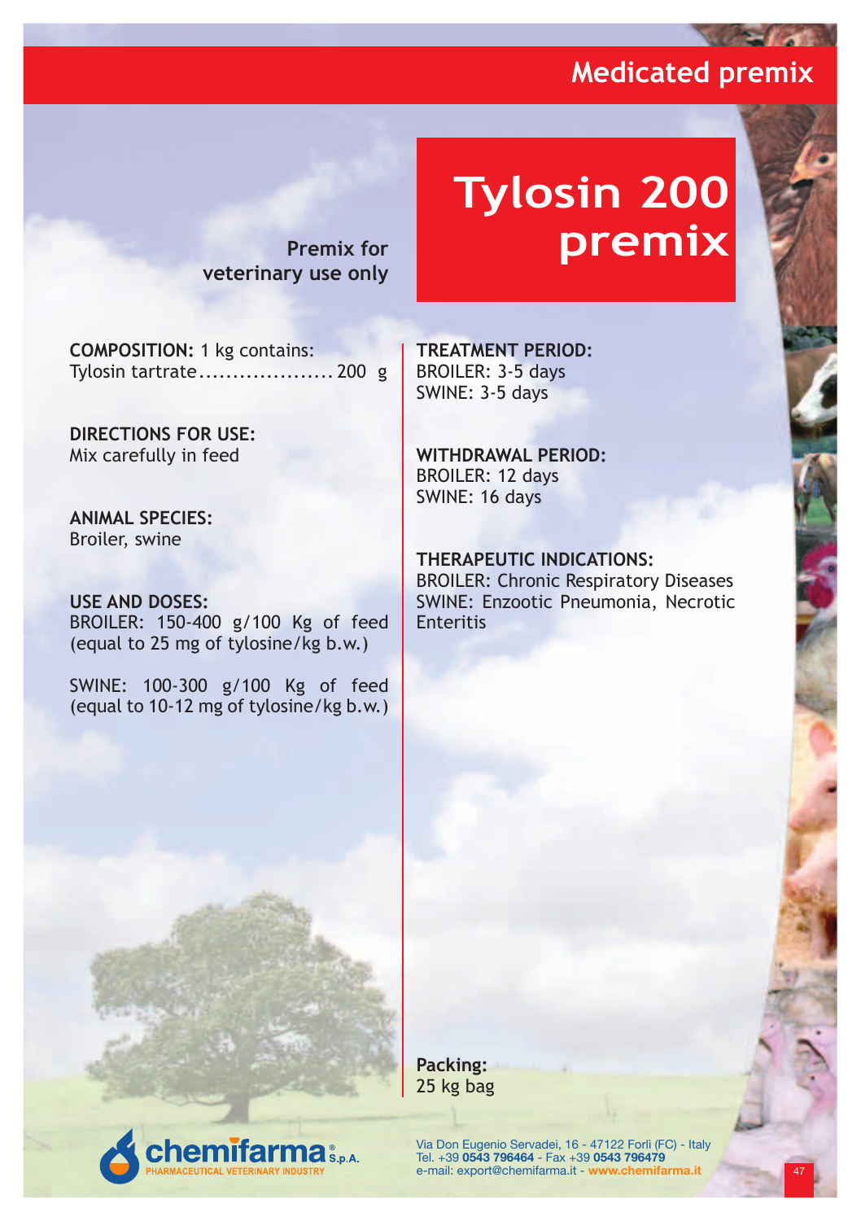Medicated premix

# Tylosin 200 premix

**Premix for veterinary use only**

**COMPOSITION:** 1 kg contains:
Tylosin tartrate.................... 200 g

**DIRECTIONS FOR USE:**
Mix carefully in feed

**ANIMAL SPECIES:**
Broiler, swine

**USE AND DOSES:**
BROILER: 150-400 g/100 Kg of feed (equal to 25 mg of tylosine/kg b.w.)

SWINE: 100-300 g/100 Kg of feed (equal to 10-12 mg of tylosine/kg b.w.)

**TREATMENT PERIOD:**
BROILER: 3-5 days
SWINE: 3-5 days

**WITHDRAWAL PERIOD:**
BROILER: 12 days
SWINE: 16 days

**THERAPEUTIC INDICATIONS:**
BROILER: Chronic Respiratory Diseases
SWINE: Enzootic Pneumonia, Necrotic Enteritis

**Packing:**
25 kg bag

chemifarma® S.p.A.
PHARMACEUTICAL VETERINARY INDUSTRY

Via Don Eugenio Servadei, 16 - 47122 Forlì (FC) - Italy
Tel. +39 **0543 796464** - Fax +39 **0543 796479**
e-mail: export@chemifarma.it - **www.chemifarma.it**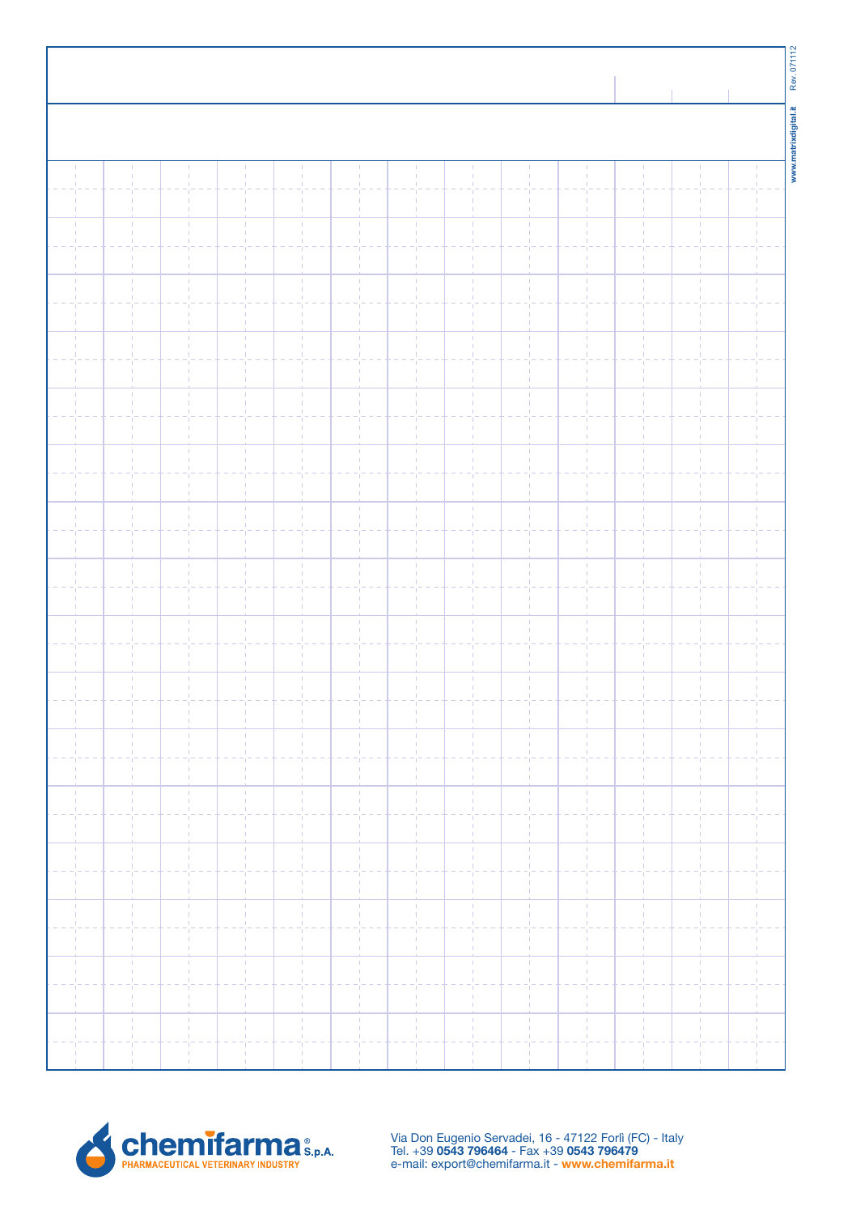Via Don Eugenio Servadei, 16 - 47122 Forlì (FC) - Italy
Tel. +39 **0543 796464** - Fax +39 **0543 796479**
e-mail: export@chemifarma.it - **www.chemifarma.it**